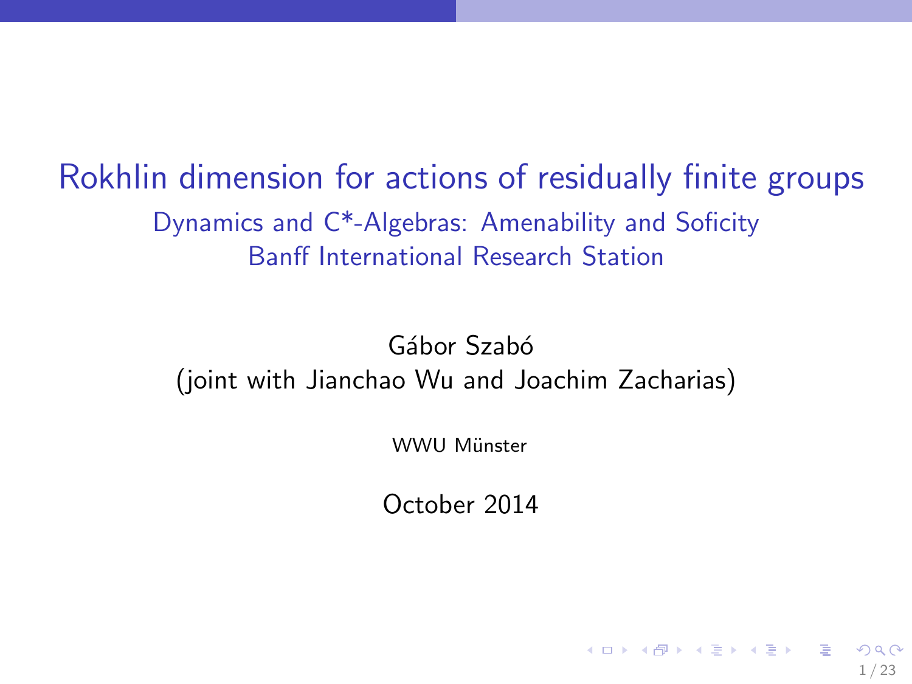# Rokhlin dimension for actions of residually finite groups

Dynamics and C*-Algebras: Amenability and Soficity
Banff International Research Station

Gábor Szabó
(joint with Jianchao Wu and Joachim Zacharias)

WWU Münster

October 2014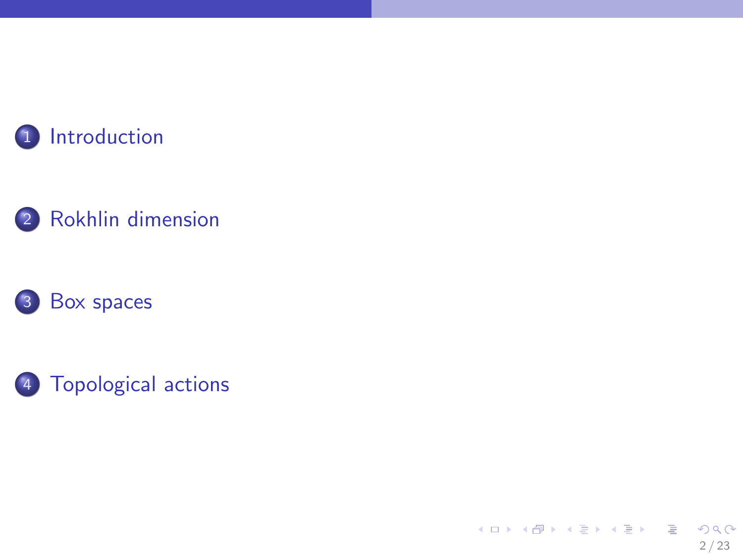1. Introduction

2. Rokhlin dimension

3. Box spaces

4. Topological actions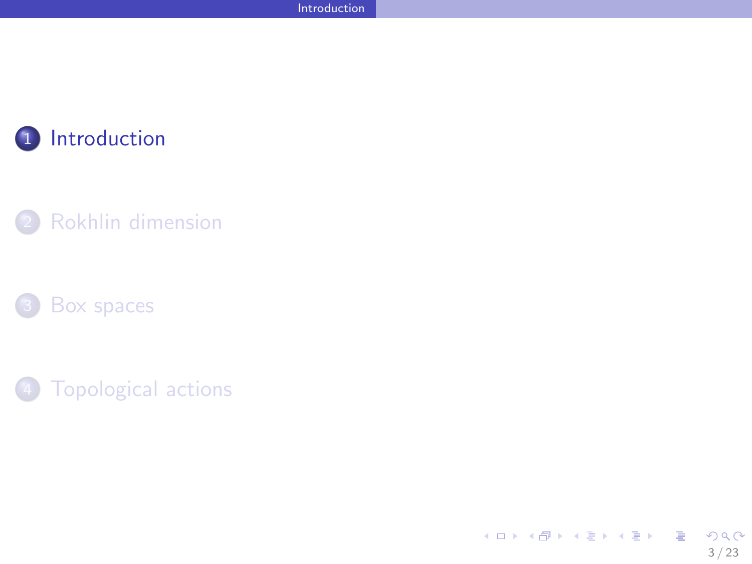1. Introduction
2. Rokhlin dimension
3. Box spaces
4. Topological actions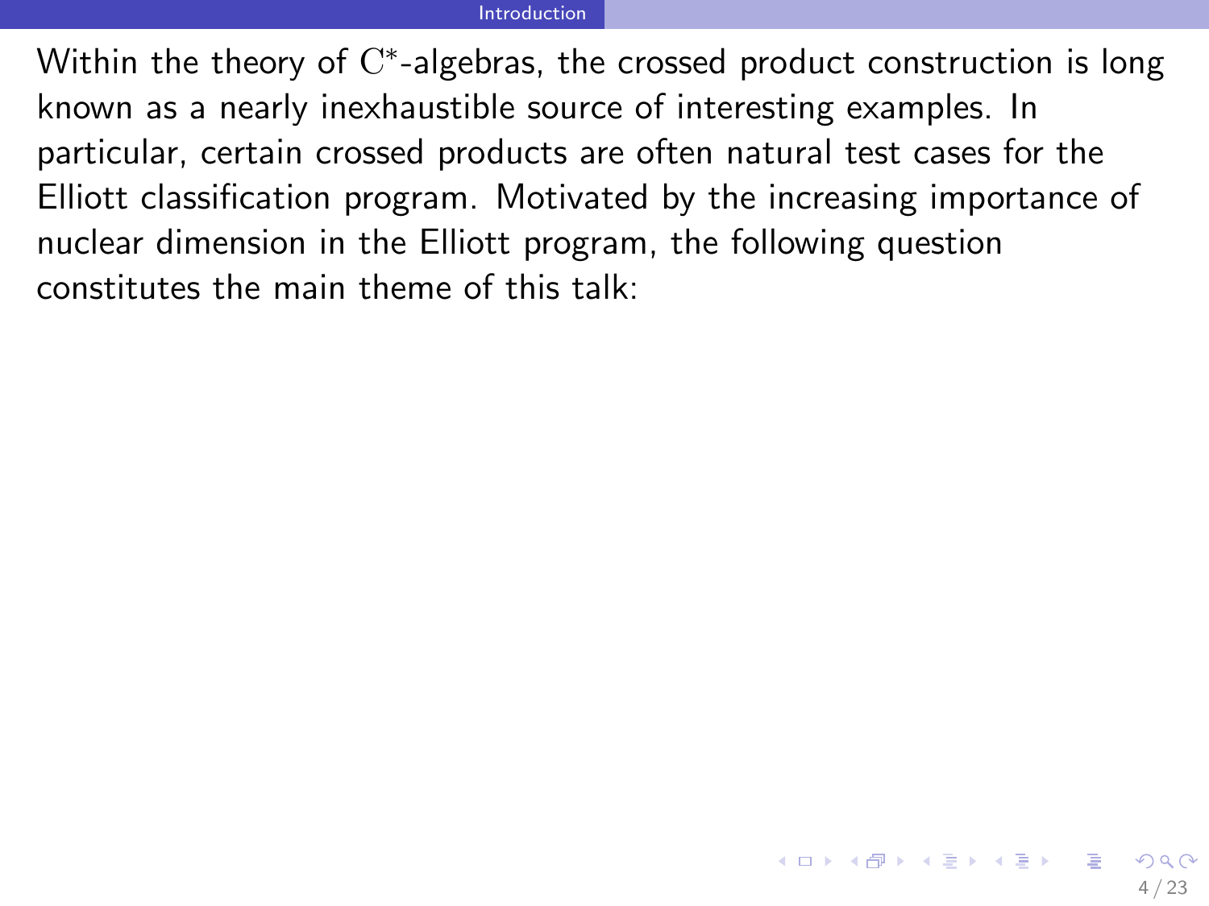Within the theory of $\mathrm{C}^*$-algebras, the crossed product construction is long known as a nearly inexhaustible source of interesting examples. In particular, certain crossed products are often natural test cases for the Elliott classification program. Motivated by the increasing importance of nuclear dimension in the Elliott program, the following question constitutes the main theme of this talk: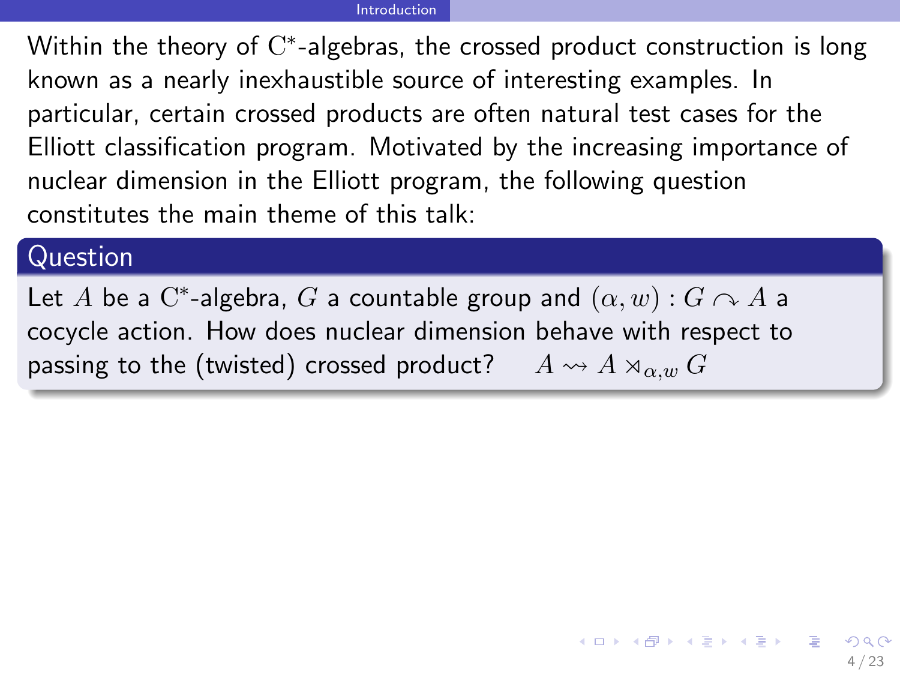Within the theory of $\mathrm{C}^*$-algebras, the crossed product construction is long known as a nearly inexhaustible source of interesting examples. In particular, certain crossed products are often natural test cases for the Elliott classification program. Motivated by the increasing importance of nuclear dimension in the Elliott program, the following question constitutes the main theme of this talk:

**Question**

Let $A$ be a $\mathrm{C}^*$-algebra, $G$ a countable group and $(\alpha, w) : G \curvearrowright A$ a cocycle action. How does nuclear dimension behave with respect to passing to the (twisted) crossed product? $\quad A \rightsquigarrow A \rtimes_{\alpha,w} G$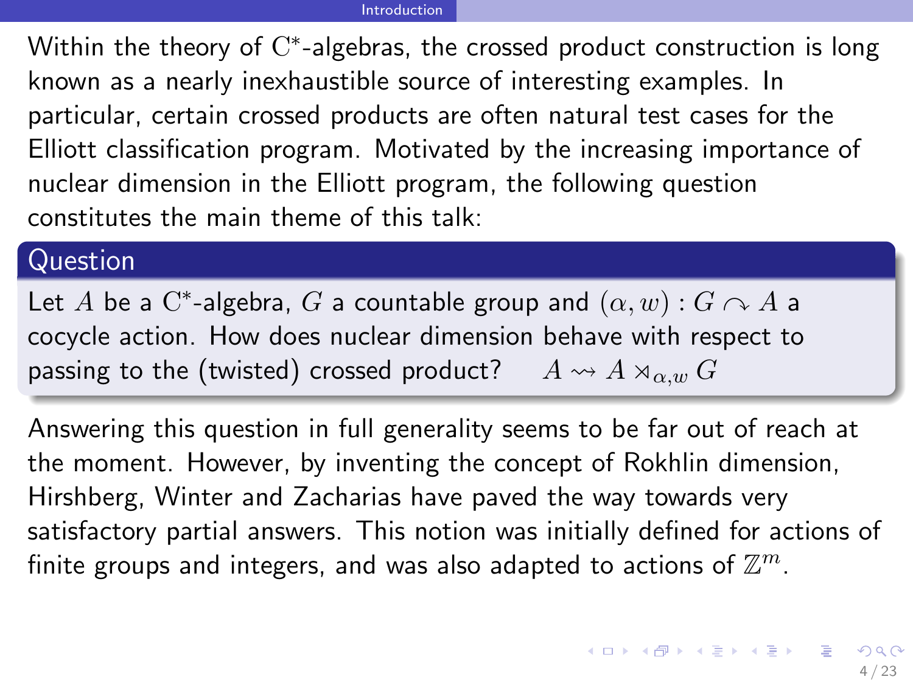Within the theory of $\mathrm{C}^*$-algebras, the crossed product construction is long known as a nearly inexhaustible source of interesting examples. In particular, certain crossed products are often natural test cases for the Elliott classification program. Motivated by the increasing importance of nuclear dimension in the Elliott program, the following question constitutes the main theme of this talk:

**Question**

Let $A$ be a $\mathrm{C}^*$-algebra, $G$ a countable group and $(\alpha, w) : G \curvearrowright A$ a cocycle action. How does nuclear dimension behave with respect to passing to the (twisted) crossed product? $\quad A \rightsquigarrow A \rtimes_{\alpha,w} G$

Answering this question in full generality seems to be far out of reach at the moment. However, by inventing the concept of Rokhlin dimension, Hirshberg, Winter and Zacharias have paved the way towards very satisfactory partial answers. This notion was initially defined for actions of finite groups and integers, and was also adapted to actions of $\mathbb{Z}^m$.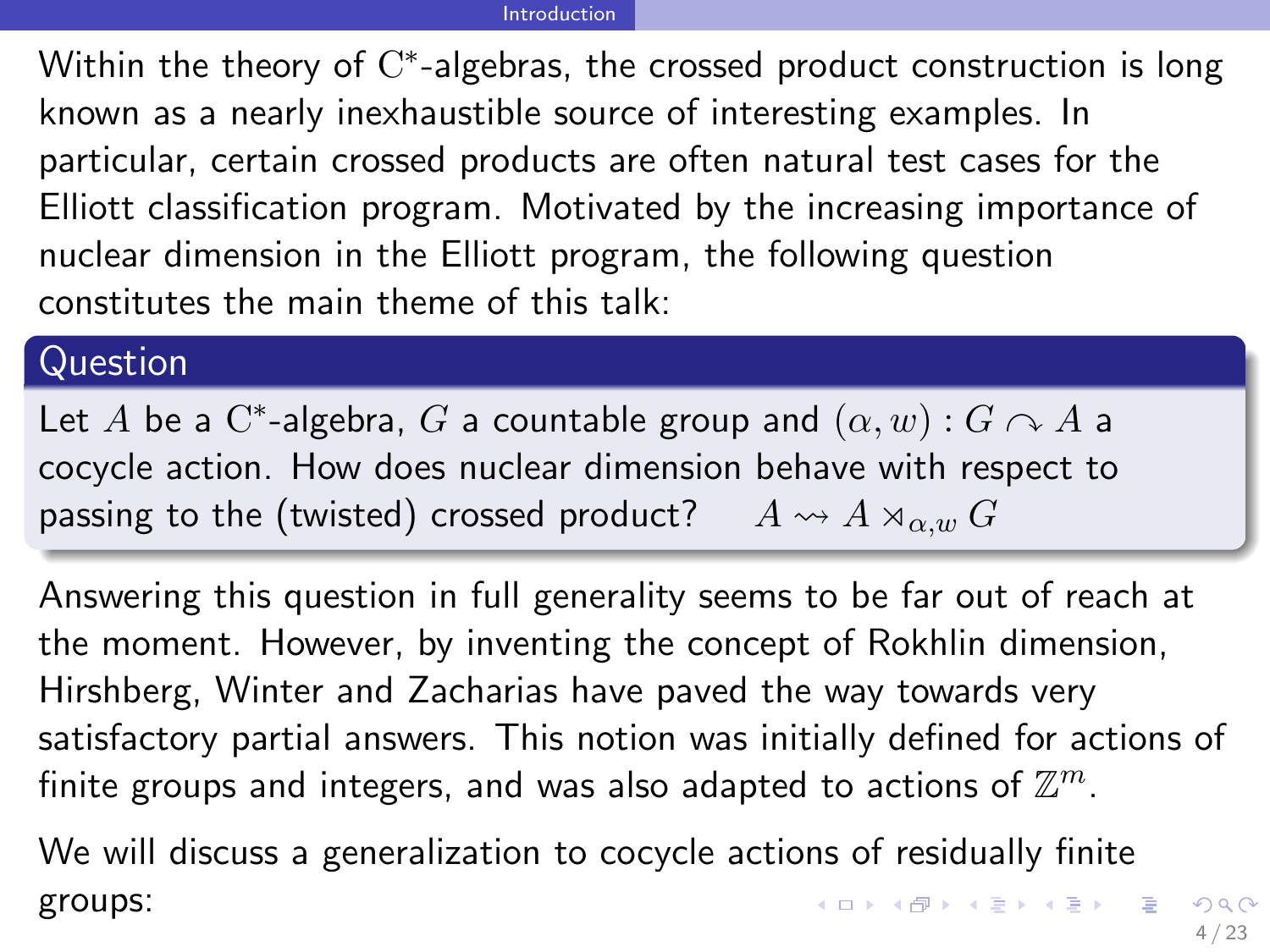Within the theory of $\mathrm{C}^*$-algebras, the crossed product construction is long known as a nearly inexhaustible source of interesting examples. In particular, certain crossed products are often natural test cases for the Elliott classification program. Motivated by the increasing importance of nuclear dimension in the Elliott program, the following question constitutes the main theme of this talk:

**Question**

Let $A$ be a $\mathrm{C}^*$-algebra, $G$ a countable group and $(\alpha, w) : G \curvearrowright A$ a cocycle action. How does nuclear dimension behave with respect to passing to the (twisted) crossed product? $\quad A \rightsquigarrow A \rtimes_{\alpha,w} G$

Answering this question in full generality seems to be far out of reach at the moment. However, by inventing the concept of Rokhlin dimension, Hirshberg, Winter and Zacharias have paved the way towards very satisfactory partial answers. This notion was initially defined for actions of finite groups and integers, and was also adapted to actions of $\mathbb{Z}^m$.

We will discuss a generalization to cocycle actions of residually finite groups: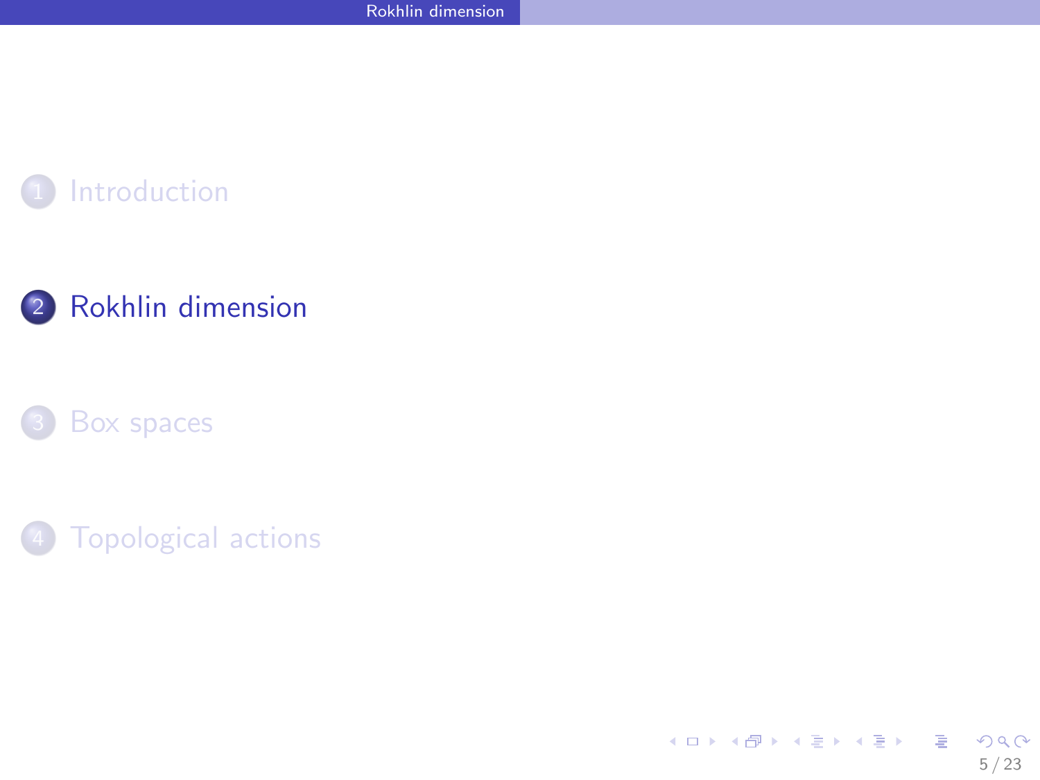1. Introduction
2. Rokhlin dimension
3. Box spaces
4. Topological actions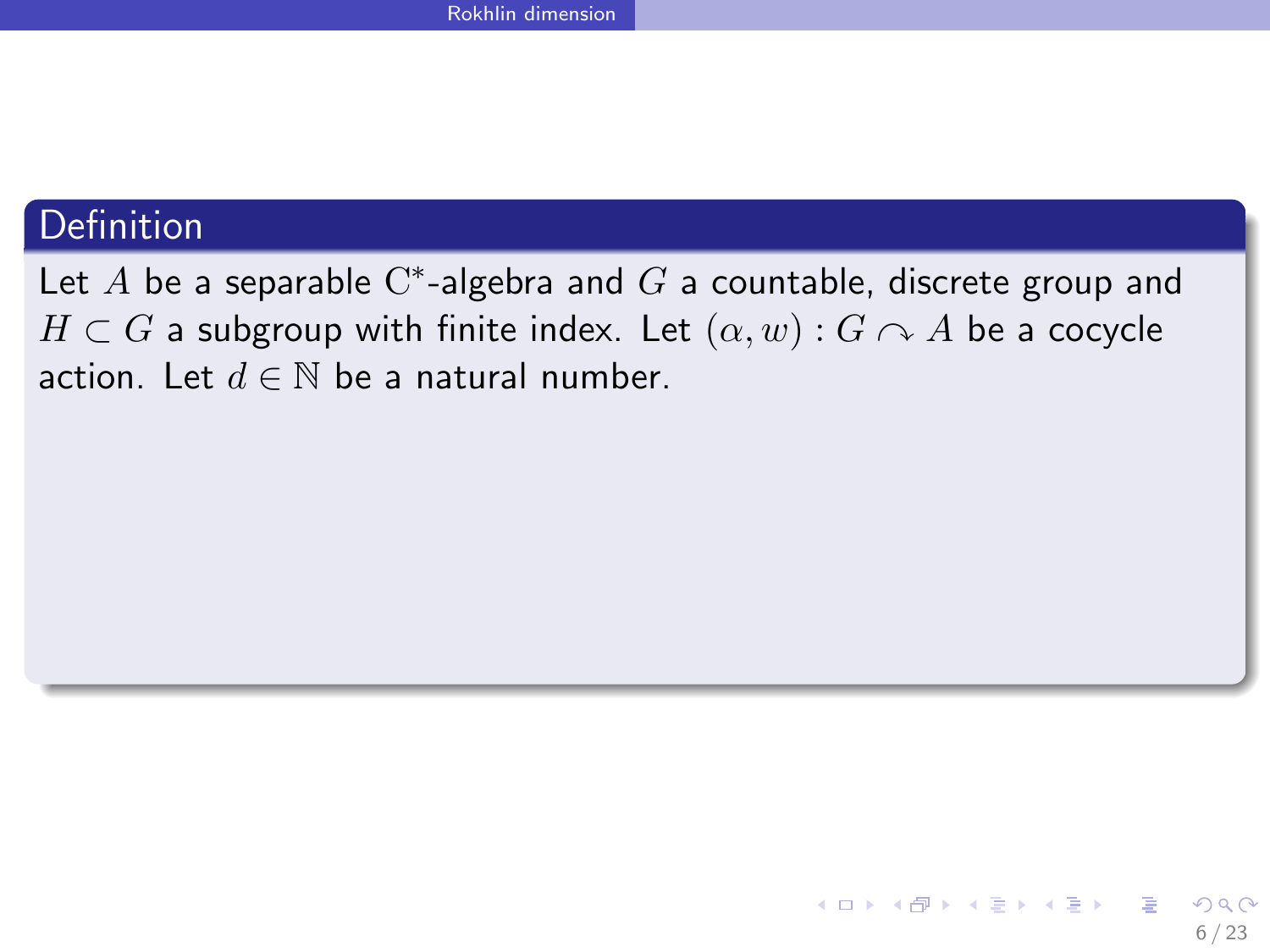## Definition

Let $A$ be a separable $\mathrm{C}^*$-algebra and $G$ a countable, discrete group and $H \subset G$ a subgroup with finite index. Let $(\alpha, w) : G \curvearrowright A$ be a cocycle action. Let $d \in \mathbb{N}$ be a natural number.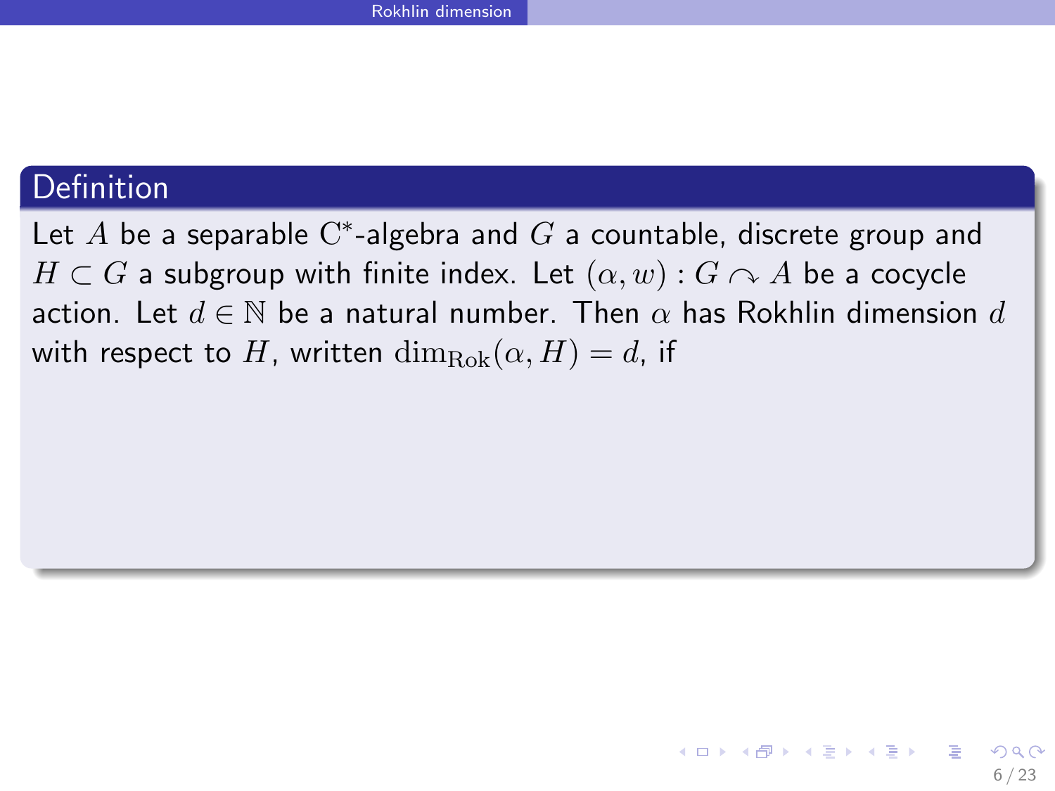#### Definition

Let $A$ be a separable $\mathrm{C}^*$-algebra and $G$ a countable, discrete group and $H \subset G$ a subgroup with finite index. Let $(\alpha, w) : G \curvearrowright A$ be a cocycle action. Let $d \in \mathbb{N}$ be a natural number. Then $\alpha$ has Rokhlin dimension $d$ with respect to $H$, written $\dim_{\mathrm{Rok}}(\alpha, H) = d$, if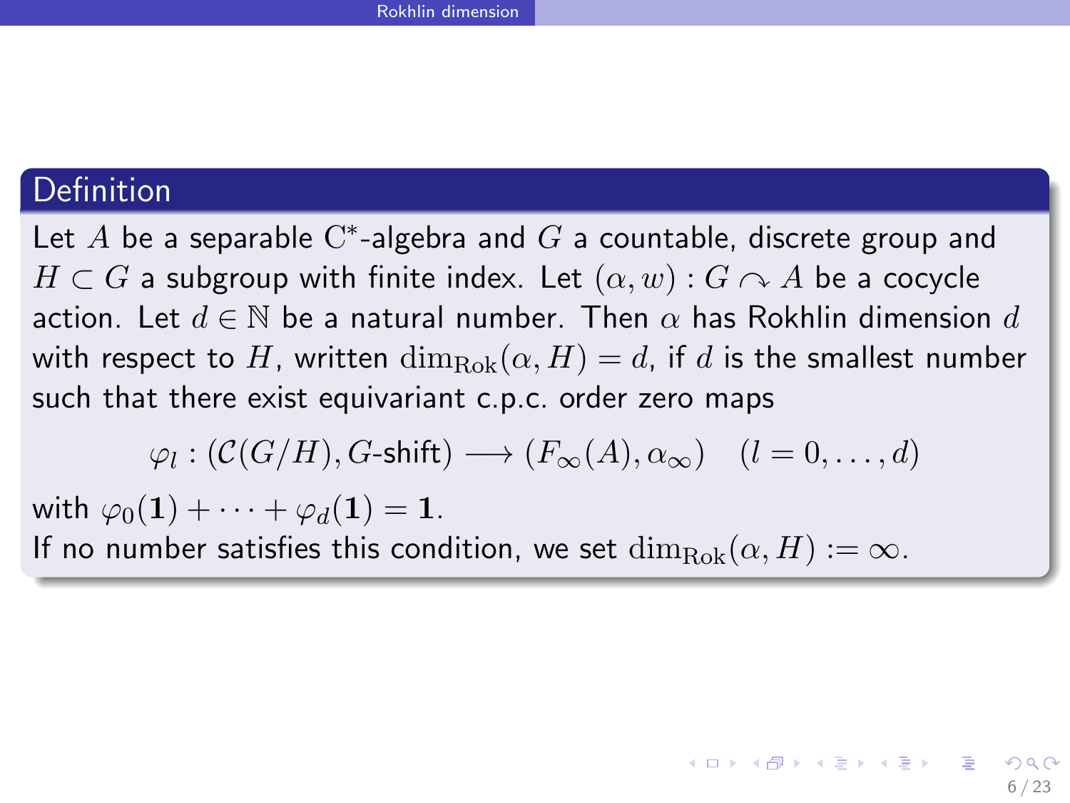### Definition

Let $A$ be a separable $\mathrm{C}^*$-algebra and $G$ a countable, discrete group and $H \subset G$ a subgroup with finite index. Let $(\alpha, w) : G \curvearrowright A$ be a cocycle action. Let $d \in \mathbb{N}$ be a natural number. Then $\alpha$ has Rokhlin dimension $d$ with respect to $H$, written $\dim_{\mathrm{Rok}}(\alpha, H) = d$, if $d$ is the smallest number such that there exist equivariant c.p.c. order zero maps

$$\varphi_l : (\mathcal{C}(G/H), G\text{-shift}) \longrightarrow (F_\infty(A), \alpha_\infty) \quad (l = 0, \dots, d)$$

with $\varphi_0(\mathbf{1}) + \cdots + \varphi_d(\mathbf{1}) = \mathbf{1}$.

If no number satisfies this condition, we set $\dim_{\mathrm{Rok}}(\alpha, H) := \infty$.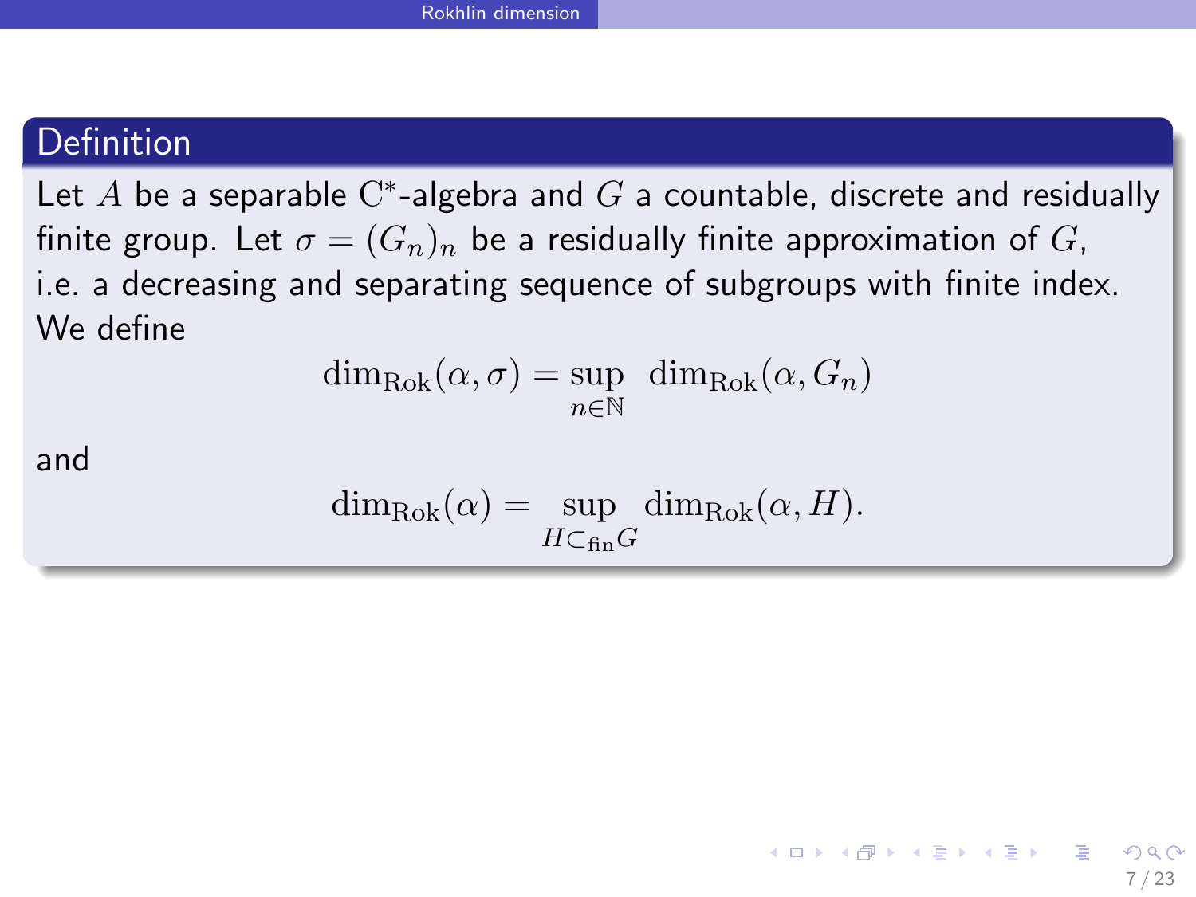### Definition

Let $A$ be a separable $\mathrm{C}^*$-algebra and $G$ a countable, discrete and residually finite group. Let $\sigma = (G_n)_n$ be a residually finite approximation of $G$, i.e. a decreasing and separating sequence of subgroups with finite index. We define

$$\dim_{\mathrm{Rok}}(\alpha, \sigma) = \sup_{n \in \mathbb{N}} \dim_{\mathrm{Rok}}(\alpha, G_n)$$

and

$$\dim_{\mathrm{Rok}}(\alpha) = \sup_{H \subset_{\mathrm{fin}} G} \dim_{\mathrm{Rok}}(\alpha, H).$$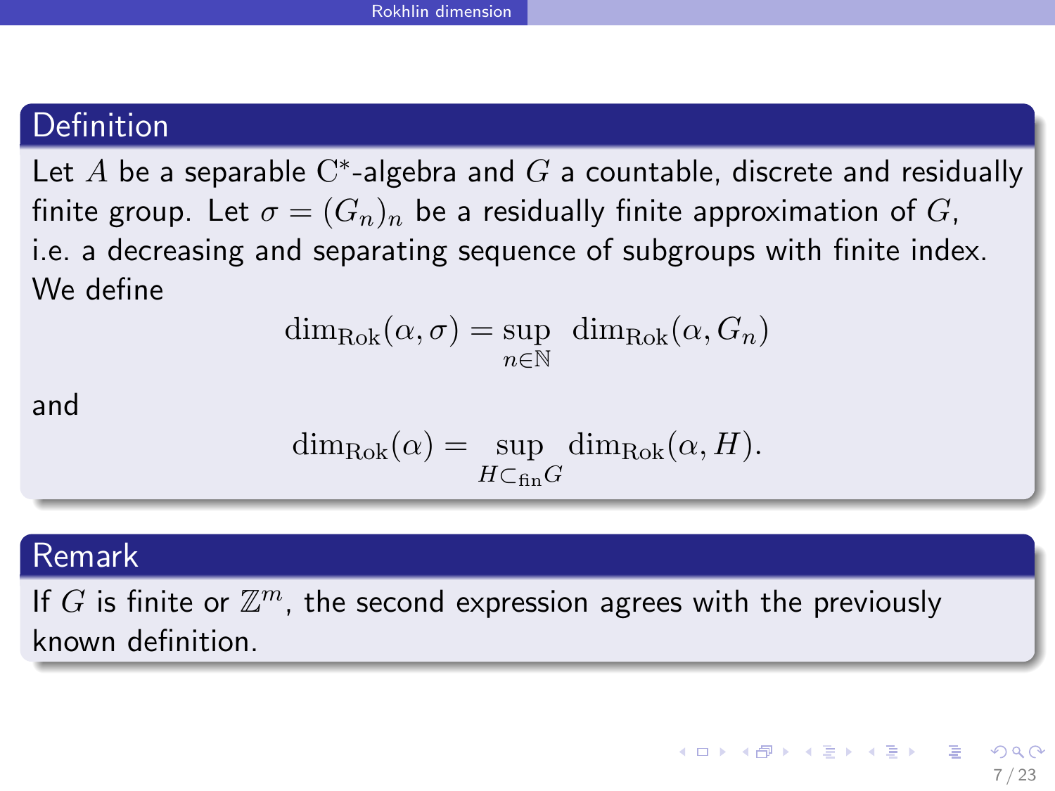**Definition**

Let $A$ be a separable $\mathrm{C}^*$-algebra and $G$ a countable, discrete and residually finite group. Let $\sigma = (G_n)_n$ be a residually finite approximation of $G$, i.e. a decreasing and separating sequence of subgroups with finite index. We define

$$\dim_{\mathrm{Rok}}(\alpha, \sigma) = \sup_{n \in \mathbb{N}} \dim_{\mathrm{Rok}}(\alpha, G_n)$$

and

$$\dim_{\mathrm{Rok}}(\alpha) = \sup_{H \subset_{\mathrm{fin}} G} \dim_{\mathrm{Rok}}(\alpha, H).$$

**Remark**

If $G$ is finite or $\mathbb{Z}^m$, the second expression agrees with the previously known definition.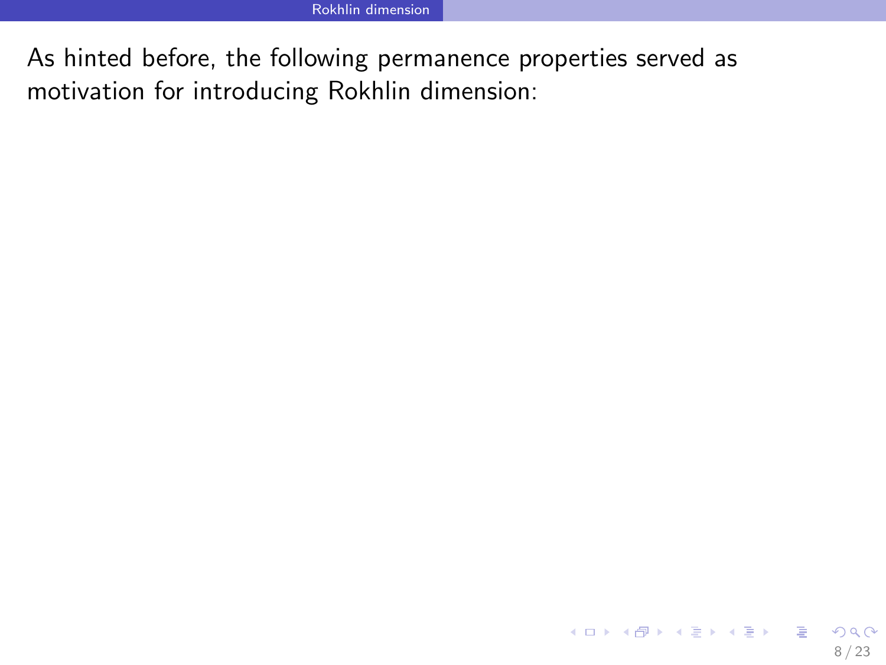As hinted before, the following permanence properties served as motivation for introducing Rokhlin dimension: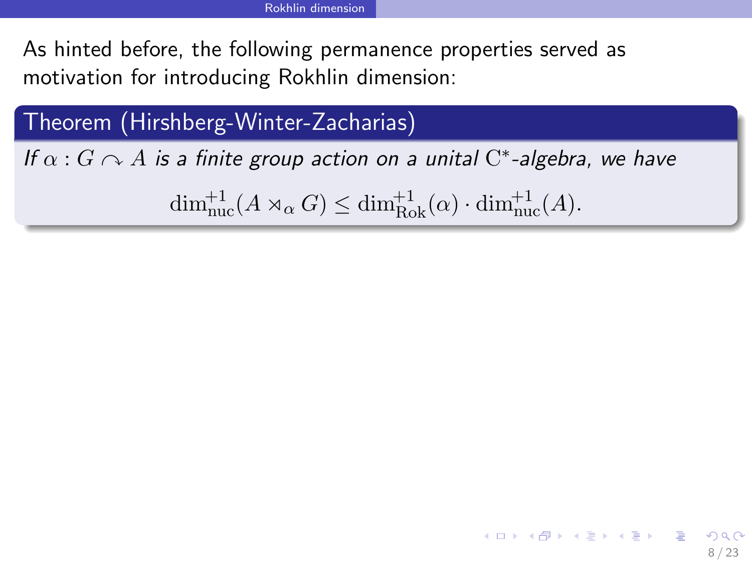As hinted before, the following permanence properties served as motivation for introducing Rokhlin dimension:

**Theorem (Hirshberg-Winter-Zacharias)**

*If $\alpha : G \curvearrowright A$ is a finite group action on a unital $\mathrm{C}^*$-algebra, we have*

$$\dim_{\mathrm{nuc}}^{+1}(A \rtimes_\alpha G) \leq \dim_{\mathrm{Rok}}^{+1}(\alpha) \cdot \dim_{\mathrm{nuc}}^{+1}(A).$$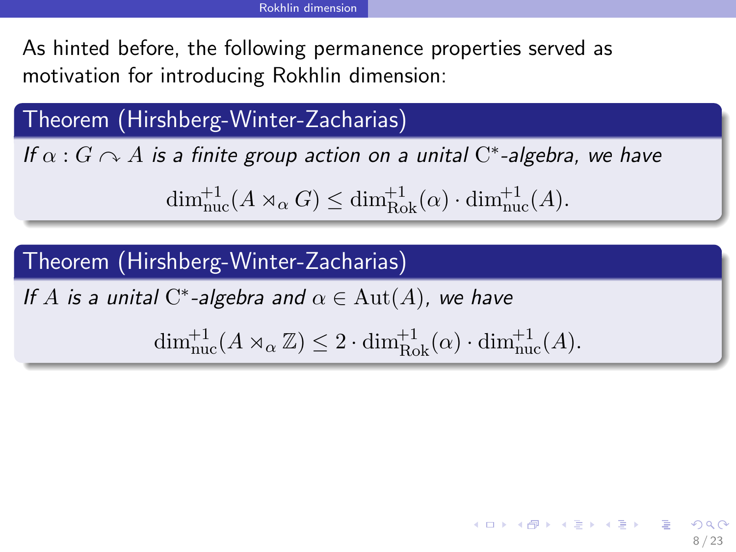As hinted before, the following permanence properties served as motivation for introducing Rokhlin dimension:

**Theorem (Hirshberg-Winter-Zacharias)**

*If $\alpha : G \curvearrowright A$ is a finite group action on a unital $\mathrm{C}^*$-algebra, we have*

$$\dim_{\mathrm{nuc}}^{+1}(A \rtimes_\alpha G) \leq \dim_{\mathrm{Rok}}^{+1}(\alpha) \cdot \dim_{\mathrm{nuc}}^{+1}(A).$$

**Theorem (Hirshberg-Winter-Zacharias)**

*If $A$ is a unital $\mathrm{C}^*$-algebra and $\alpha \in \mathrm{Aut}(A)$, we have*

$$\dim_{\mathrm{nuc}}^{+1}(A \rtimes_\alpha \mathbb{Z}) \leq 2 \cdot \dim_{\mathrm{Rok}}^{+1}(\alpha) \cdot \dim_{\mathrm{nuc}}^{+1}(A).$$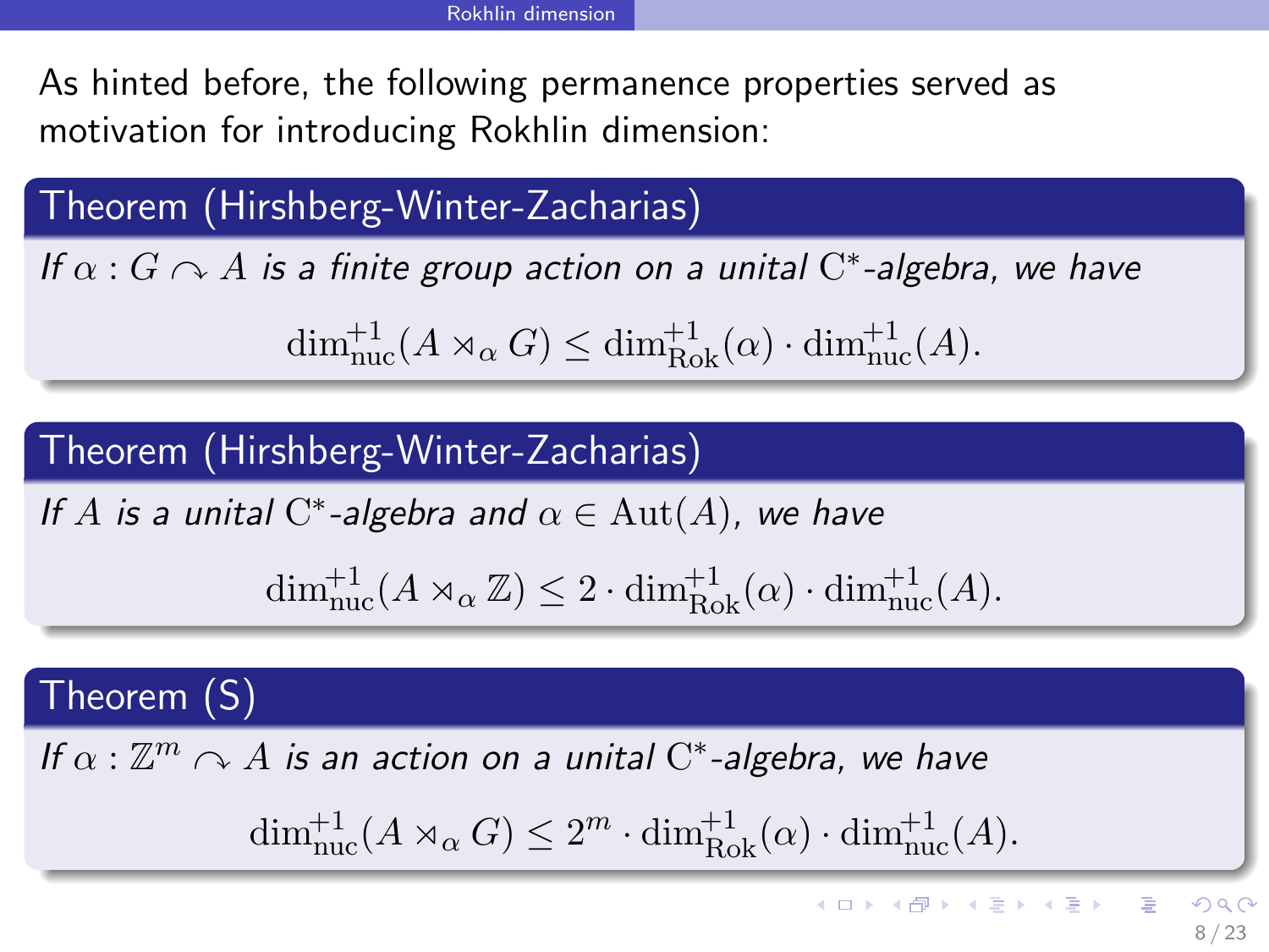As hinted before, the following permanence properties served as motivation for introducing Rokhlin dimension:

**Theorem (Hirshberg-Winter-Zacharias)**

*If $\alpha : G \curvearrowright A$ is a finite group action on a unital $\mathrm{C}^*$-algebra, we have*

$$\dim_{\mathrm{nuc}}^{+1}(A \rtimes_\alpha G) \leq \dim_{\mathrm{Rok}}^{+1}(\alpha) \cdot \dim_{\mathrm{nuc}}^{+1}(A).$$

**Theorem (Hirshberg-Winter-Zacharias)**

*If $A$ is a unital $\mathrm{C}^*$-algebra and $\alpha \in \mathrm{Aut}(A)$, we have*

$$\dim_{\mathrm{nuc}}^{+1}(A \rtimes_\alpha \mathbb{Z}) \leq 2 \cdot \dim_{\mathrm{Rok}}^{+1}(\alpha) \cdot \dim_{\mathrm{nuc}}^{+1}(A).$$

**Theorem (S)**

*If $\alpha : \mathbb{Z}^m \curvearrowright A$ is an action on a unital $\mathrm{C}^*$-algebra, we have*

$$\dim_{\mathrm{nuc}}^{+1}(A \rtimes_\alpha G) \leq 2^m \cdot \dim_{\mathrm{Rok}}^{+1}(\alpha) \cdot \dim_{\mathrm{nuc}}^{+1}(A).$$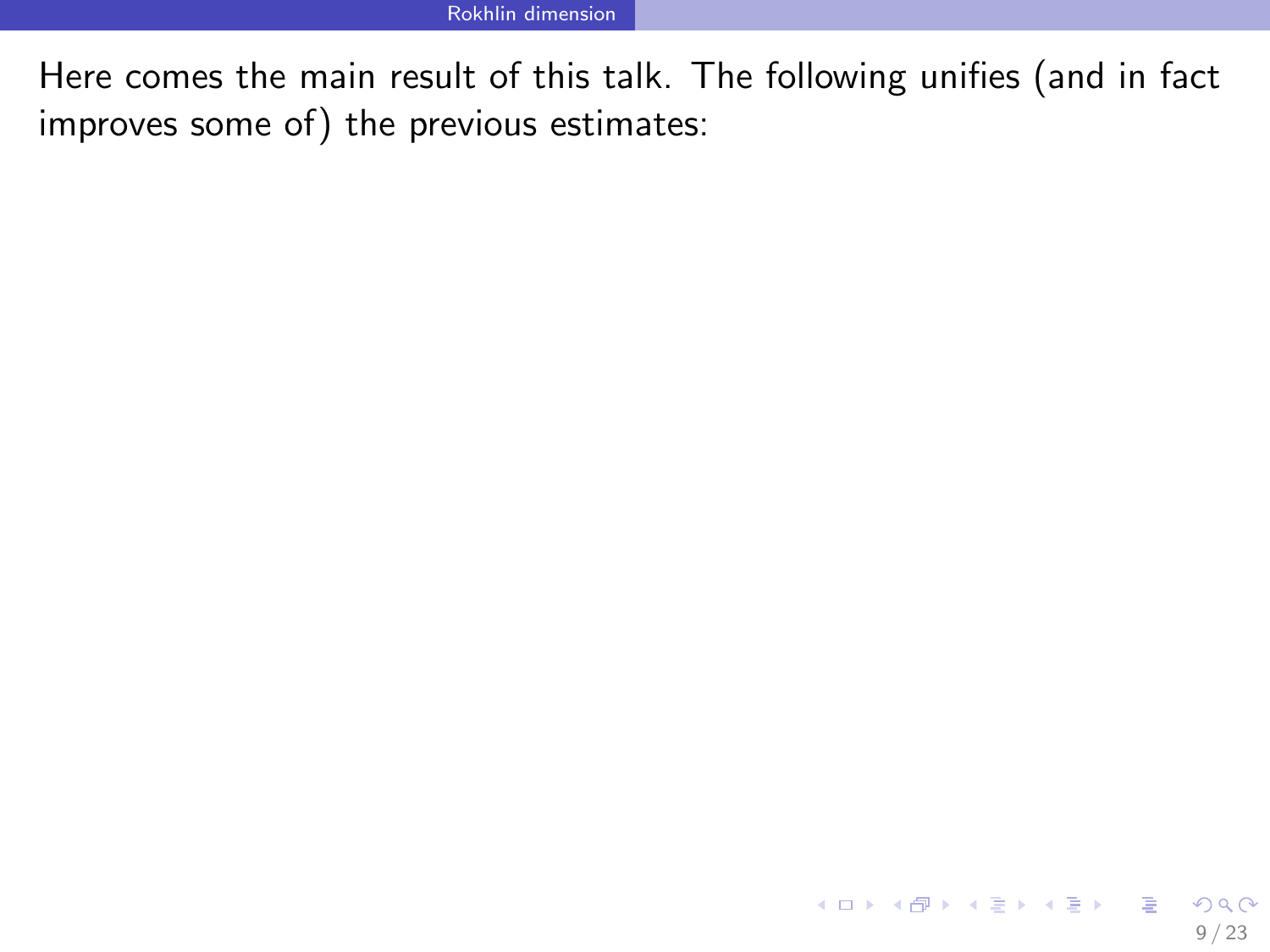Here comes the main result of this talk. The following unifies (and in fact improves some of) the previous estimates: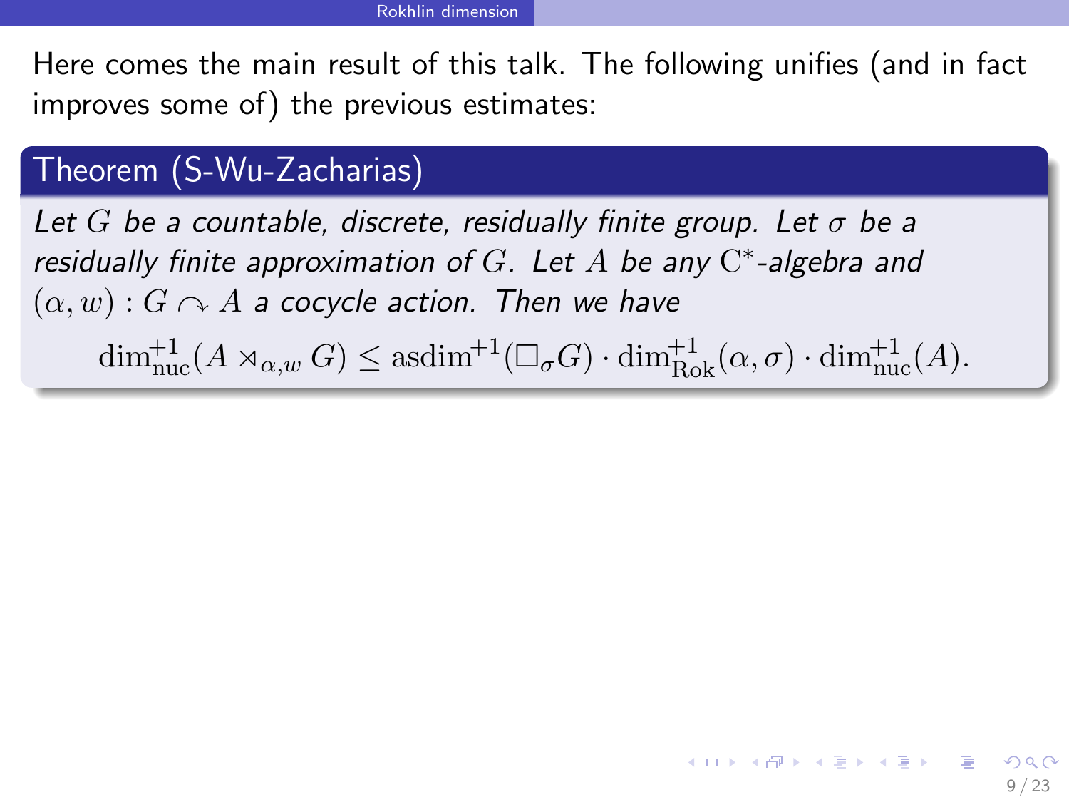Here comes the main result of this talk. The following unifies (and in fact improves some of) the previous estimates:

**Theorem (S-Wu-Zacharias)**

*Let $G$ be a countable, discrete, residually finite group. Let $\sigma$ be a residually finite approximation of $G$. Let $A$ be any $\mathrm{C}^*$-algebra and $(\alpha, w) : G \curvearrowright A$ a cocycle action. Then we have*

$$\dim_{\mathrm{nuc}}^{+1}(A \rtimes_{\alpha,w} G) \leq \mathrm{asdim}^{+1}(\Box_\sigma G) \cdot \dim_{\mathrm{Rok}}^{+1}(\alpha, \sigma) \cdot \dim_{\mathrm{nuc}}^{+1}(A).$$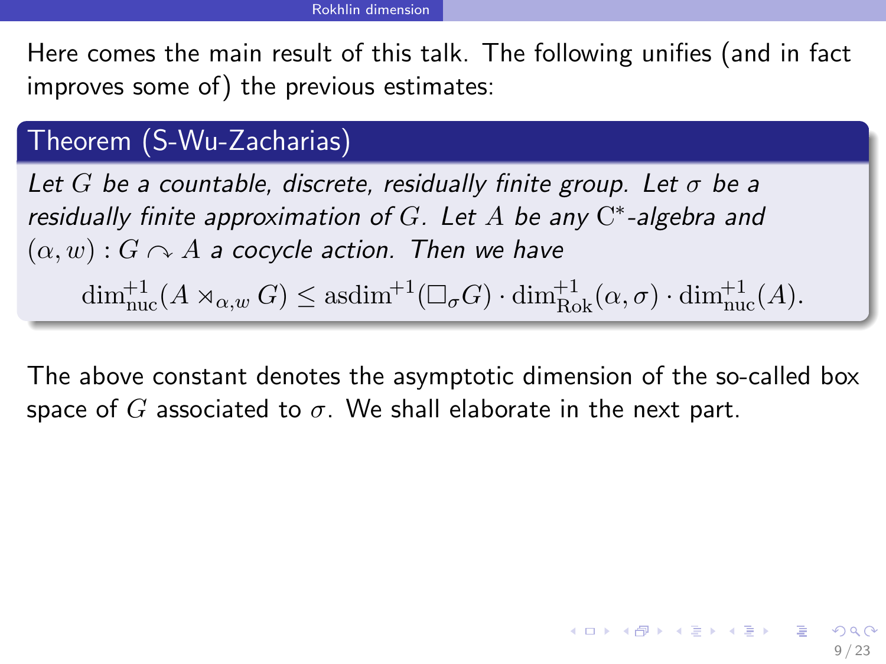Here comes the main result of this talk. The following unifies (and in fact improves some of) the previous estimates:

**Theorem (S-Wu-Zacharias)**

*Let $G$ be a countable, discrete, residually finite group. Let $\sigma$ be a residually finite approximation of $G$. Let $A$ be any $\mathrm{C}^*$-algebra and $(\alpha, w) : G \curvearrowright A$ a cocycle action. Then we have*

$$\dim_{\mathrm{nuc}}^{+1}(A \rtimes_{\alpha,w} G) \leq \mathrm{asdim}^{+1}(\Box_\sigma G) \cdot \dim_{\mathrm{Rok}}^{+1}(\alpha, \sigma) \cdot \dim_{\mathrm{nuc}}^{+1}(A).$$

The above constant denotes the asymptotic dimension of the so-called box space of $G$ associated to $\sigma$. We shall elaborate in the next part.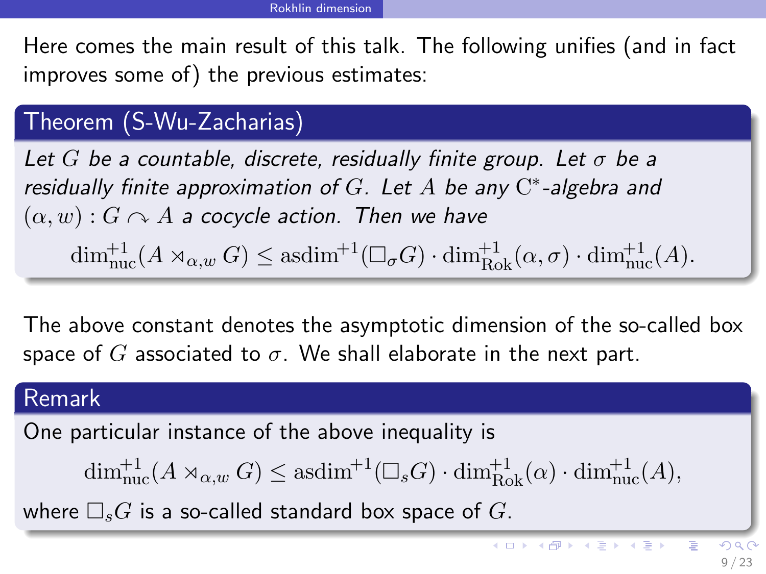Here comes the main result of this talk. The following unifies (and in fact improves some of) the previous estimates:

**Theorem (S-Wu-Zacharias)**

*Let $G$ be a countable, discrete, residually finite group. Let $\sigma$ be a residually finite approximation of $G$. Let $A$ be any $\mathrm{C}^*$-algebra and $(\alpha, w) : G \curvearrowright A$ a cocycle action. Then we have*

$$\dim_{\mathrm{nuc}}^{+1}(A \rtimes_{\alpha,w} G) \leq \mathrm{asdim}^{+1}(\Box_\sigma G) \cdot \dim_{\mathrm{Rok}}^{+1}(\alpha, \sigma) \cdot \dim_{\mathrm{nuc}}^{+1}(A).$$

The above constant denotes the asymptotic dimension of the so-called box space of $G$ associated to $\sigma$. We shall elaborate in the next part.

**Remark**

One particular instance of the above inequality is

$$\dim_{\mathrm{nuc}}^{+1}(A \rtimes_{\alpha,w} G) \leq \mathrm{asdim}^{+1}(\Box_s G) \cdot \dim_{\mathrm{Rok}}^{+1}(\alpha) \cdot \dim_{\mathrm{nuc}}^{+1}(A),$$

where $\Box_s G$ is a so-called standard box space of $G$.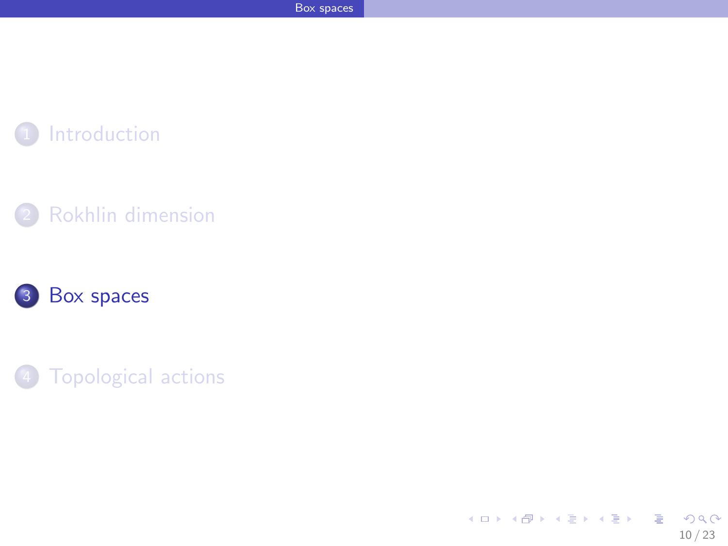1. Introduction
2. Rokhlin dimension
3. **Box spaces**
4. Topological actions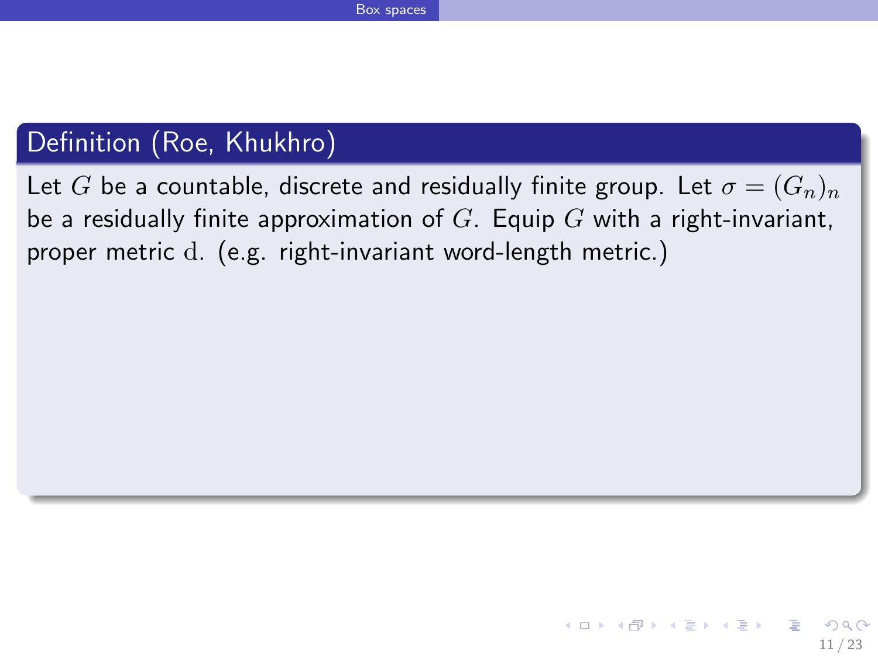## Definition (Roe, Khukhro)

Let $G$ be a countable, discrete and residually finite group. Let $\sigma = (G_n)_n$ be a residually finite approximation of $G$. Equip $G$ with a right-invariant, proper metric $\mathrm{d}$. (e.g. right-invariant word-length metric.)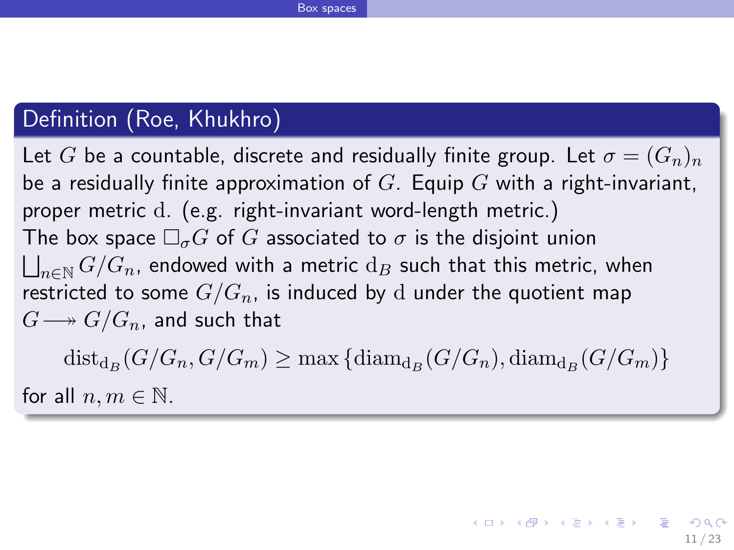## Definition (Roe, Khukhro)

Let $G$ be a countable, discrete and residually finite group. Let $\sigma = (G_n)_n$ be a residually finite approximation of $G$. Equip $G$ with a right-invariant, proper metric $\mathrm{d}$. (e.g. right-invariant word-length metric.)
The box space $\Box_\sigma G$ of $G$ associated to $\sigma$ is the disjoint union $\bigsqcup_{n \in \mathbb{N}} G/G_n$, endowed with a metric $\mathrm{d}_B$ such that this metric, when restricted to some $G/G_n$, is induced by $\mathrm{d}$ under the quotient map $G \twoheadrightarrow G/G_n$, and such that

$$\mathrm{dist}_{\mathrm{d}_B}(G/G_n, G/G_m) \geq \max\left\{\mathrm{diam}_{\mathrm{d}_B}(G/G_n), \mathrm{diam}_{\mathrm{d}_B}(G/G_m)\right\}$$

for all $n, m \in \mathbb{N}$.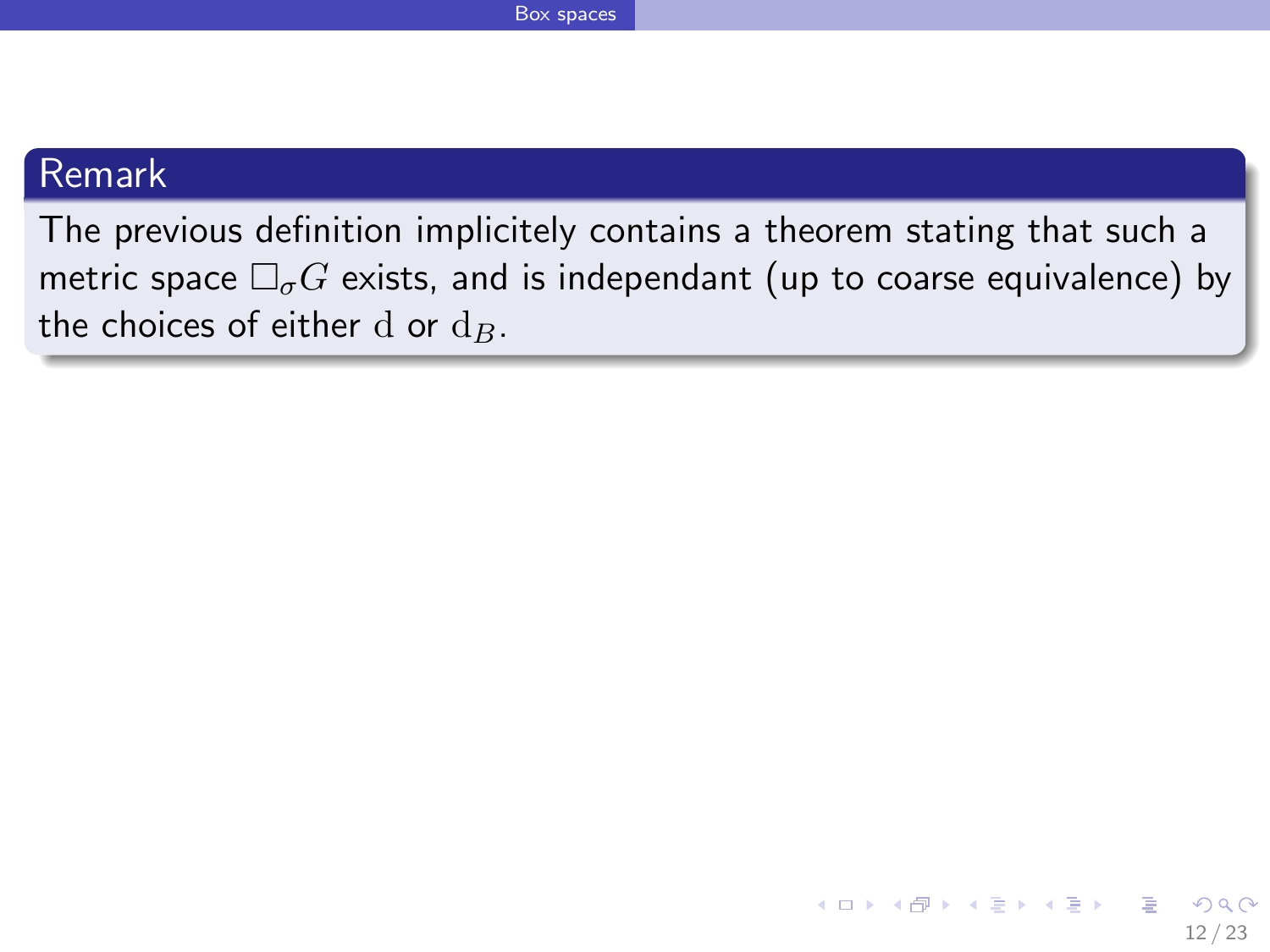**Remark**

The previous definition implicitely contains a theorem stating that such a metric space $\Box_\sigma G$ exists, and is independant (up to coarse equivalence) by the choices of either $\mathrm{d}$ or $\mathrm{d}_B$.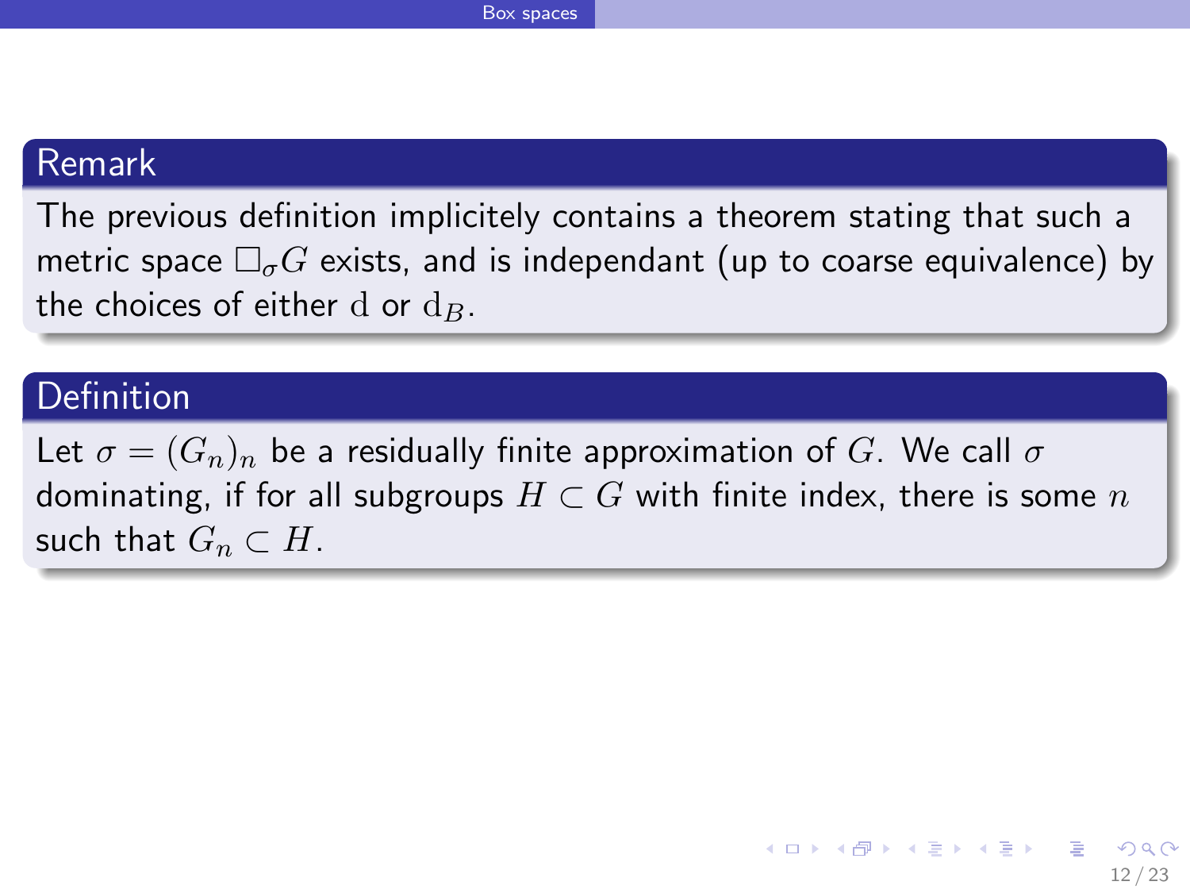**Remark**

The previous definition implicitely contains a theorem stating that such a metric space $\Box_\sigma G$ exists, and is independant (up to coarse equivalence) by the choices of either $\mathrm{d}$ or $\mathrm{d}_B$.

**Definition**

Let $\sigma = (G_n)_n$ be a residually finite approximation of $G$. We call $\sigma$ dominating, if for all subgroups $H \subset G$ with finite index, there is some $n$ such that $G_n \subset H$.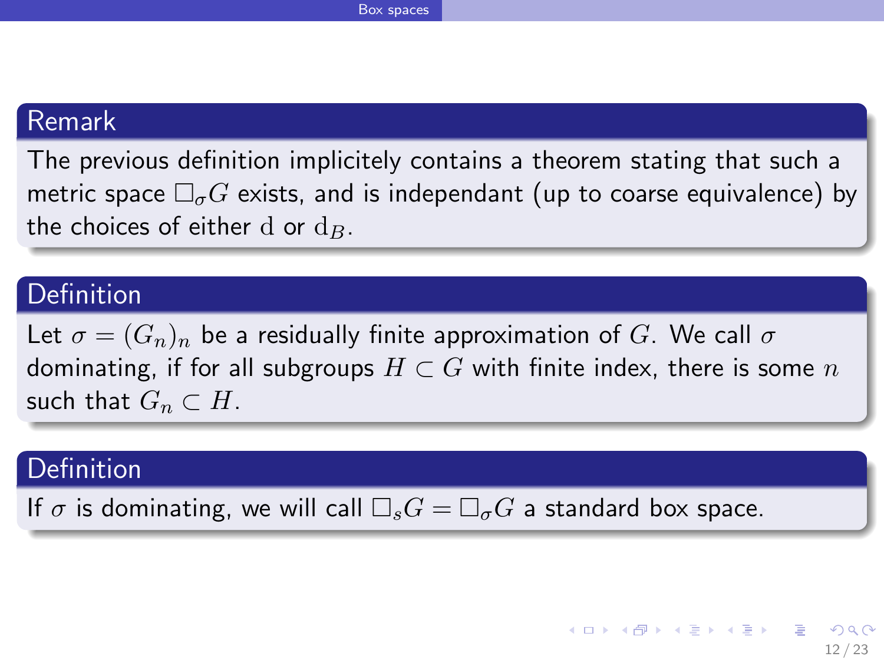### Remark

The previous definition implicitely contains a theorem stating that such a metric space $\Box_\sigma G$ exists, and is independant (up to coarse equivalence) by the choices of either $\mathrm{d}$ or $\mathrm{d}_B$.

### Definition

Let $\sigma = (G_n)_n$ be a residually finite approximation of $G$. We call $\sigma$ dominating, if for all subgroups $H \subset G$ with finite index, there is some $n$ such that $G_n \subset H$.

### Definition

If $\sigma$ is dominating, we will call $\Box_s G = \Box_\sigma G$ a standard box space.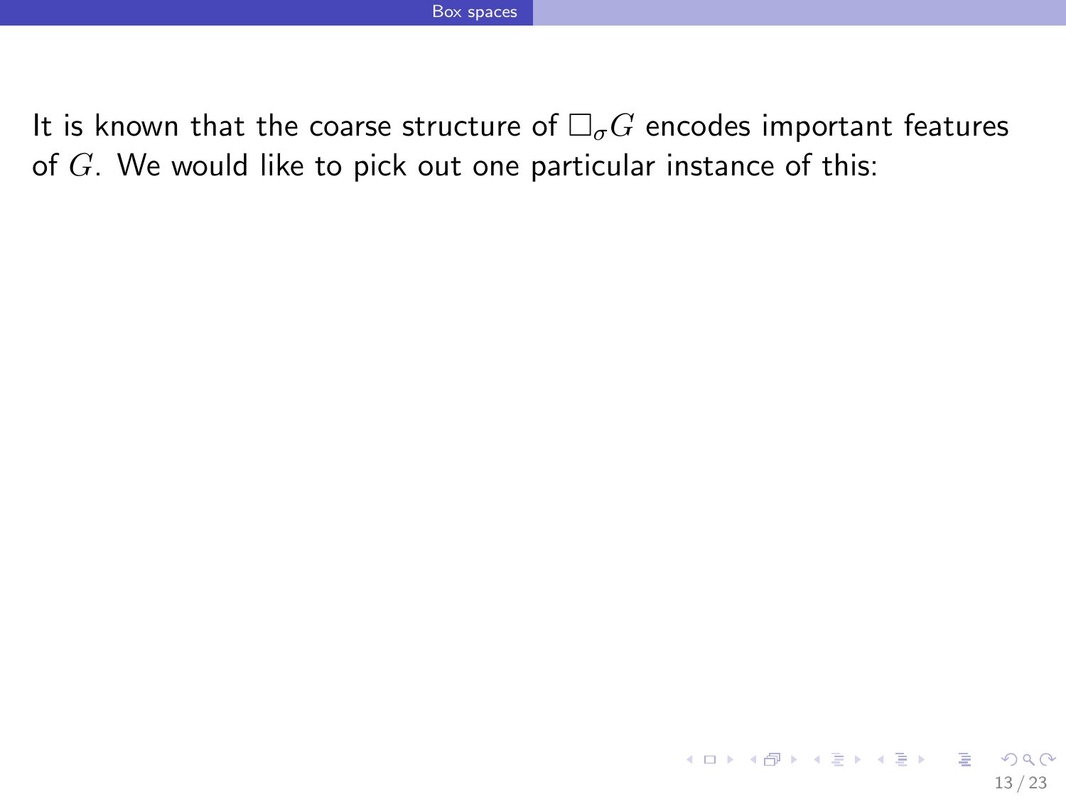It is known that the coarse structure of $\Box_\sigma G$ encodes important features of $G$. We would like to pick out one particular instance of this: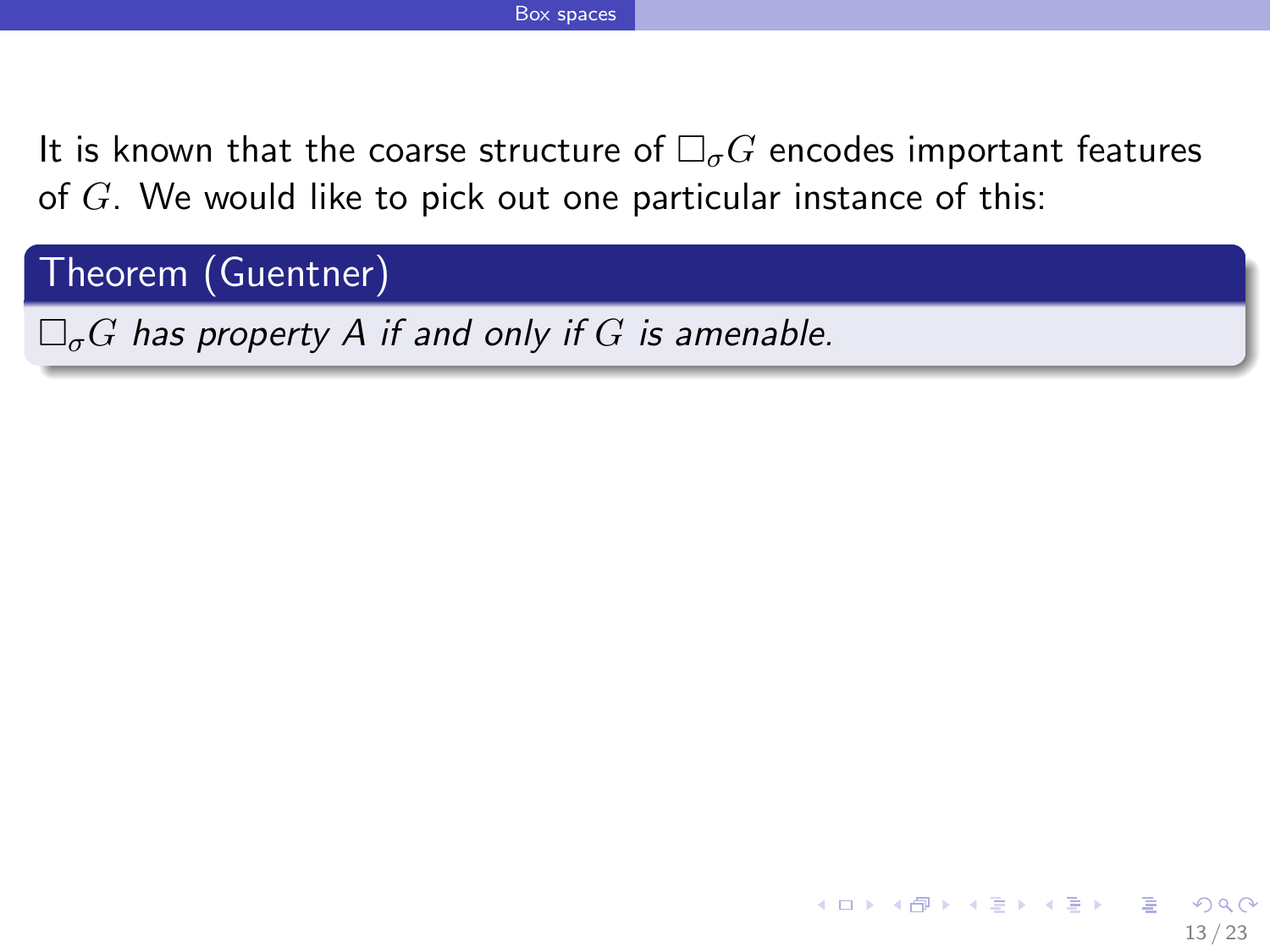It is known that the coarse structure of $\Box_\sigma G$ encodes important features of $G$. We would like to pick out one particular instance of this:

**Theorem (Guentner)**

*$\Box_\sigma G$ has property A if and only if $G$ is amenable.*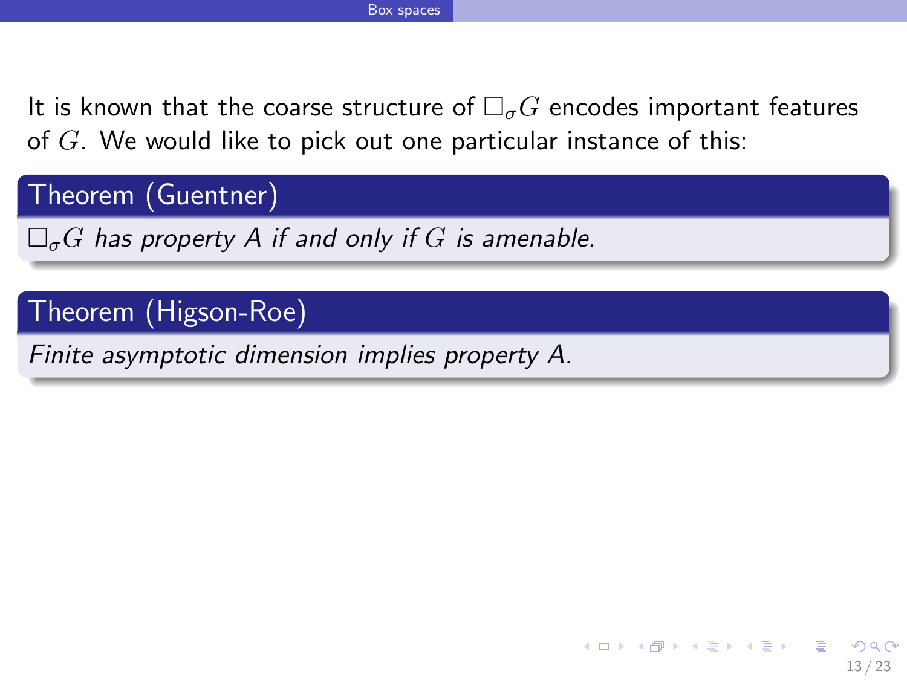It is known that the coarse structure of $\square_\sigma G$ encodes important features of $G$. We would like to pick out one particular instance of this:

**Theorem (Guentner)**

*$\square_\sigma G$ has property A if and only if $G$ is amenable.*

**Theorem (Higson-Roe)**

*Finite asymptotic dimension implies property A.*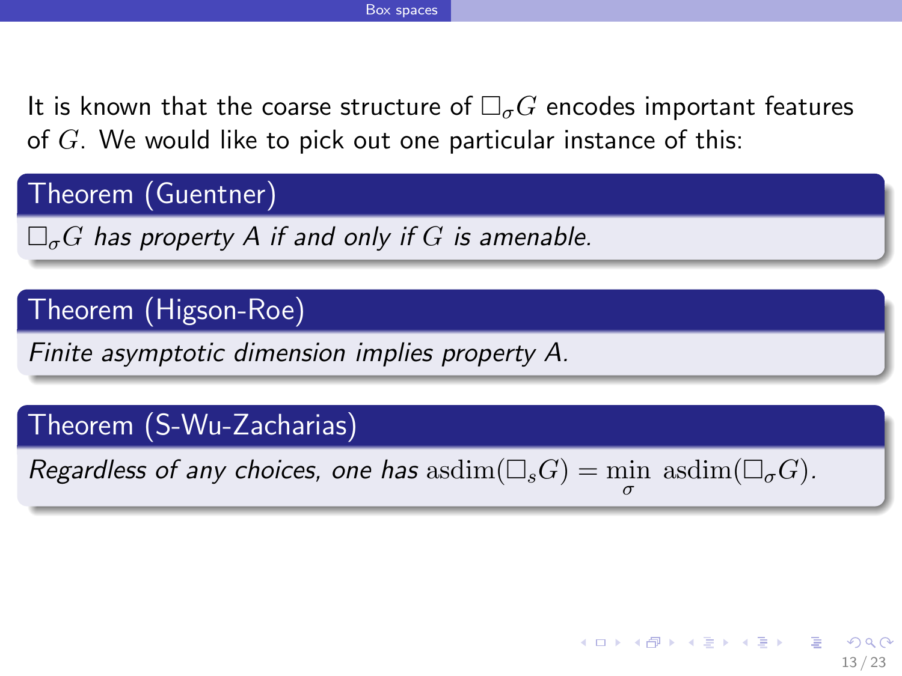It is known that the coarse structure of $\Box_\sigma G$ encodes important features of $G$. We would like to pick out one particular instance of this:

**Theorem (Guentner)**

*$\Box_\sigma G$ has property A if and only if $G$ is amenable.*

**Theorem (Higson-Roe)**

*Finite asymptotic dimension implies property A.*

**Theorem (S-Wu-Zacharias)**

*Regardless of any choices, one has $\operatorname{asdim}(\Box_s G) = \min_\sigma \operatorname{asdim}(\Box_\sigma G)$.*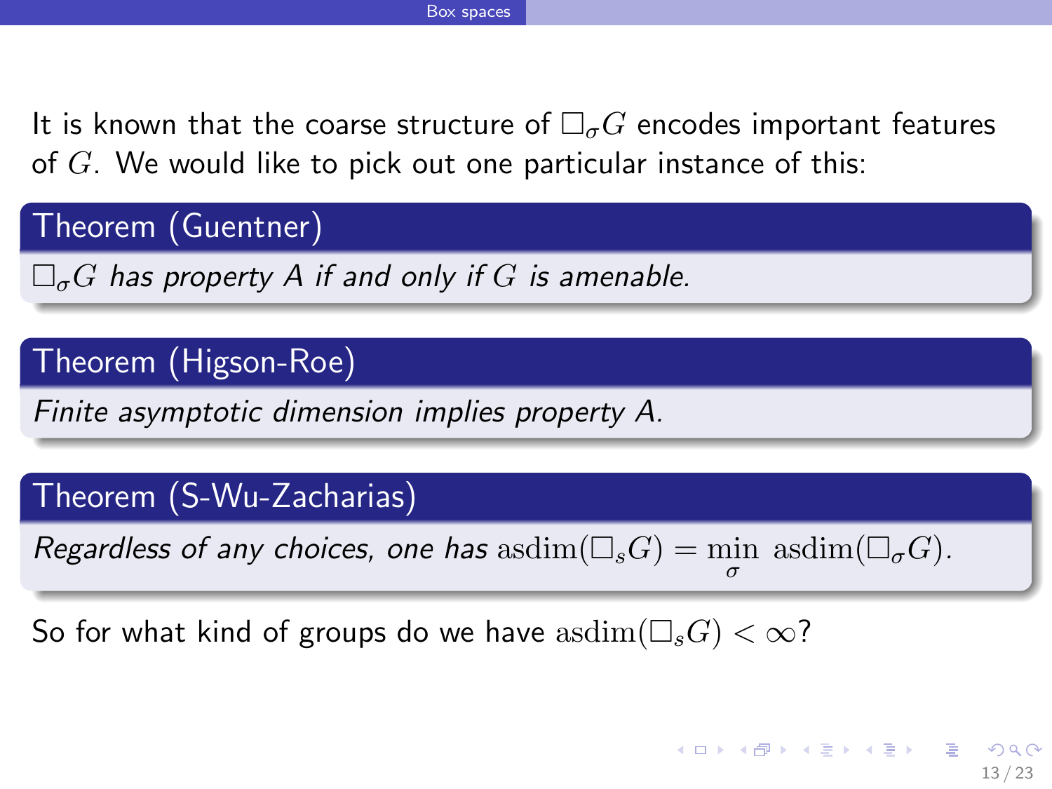It is known that the coarse structure of $\Box_\sigma G$ encodes important features of $G$. We would like to pick out one particular instance of this:

**Theorem (Guentner)**

*$\Box_\sigma G$ has property A if and only if $G$ is amenable.*

**Theorem (Higson-Roe)**

*Finite asymptotic dimension implies property A.*

**Theorem (S-Wu-Zacharias)**

*Regardless of any choices, one has $\mathrm{asdim}(\Box_s G) = \min_\sigma \, \mathrm{asdim}(\Box_\sigma G)$.*

So for what kind of groups do we have $\mathrm{asdim}(\Box_s G) < \infty$?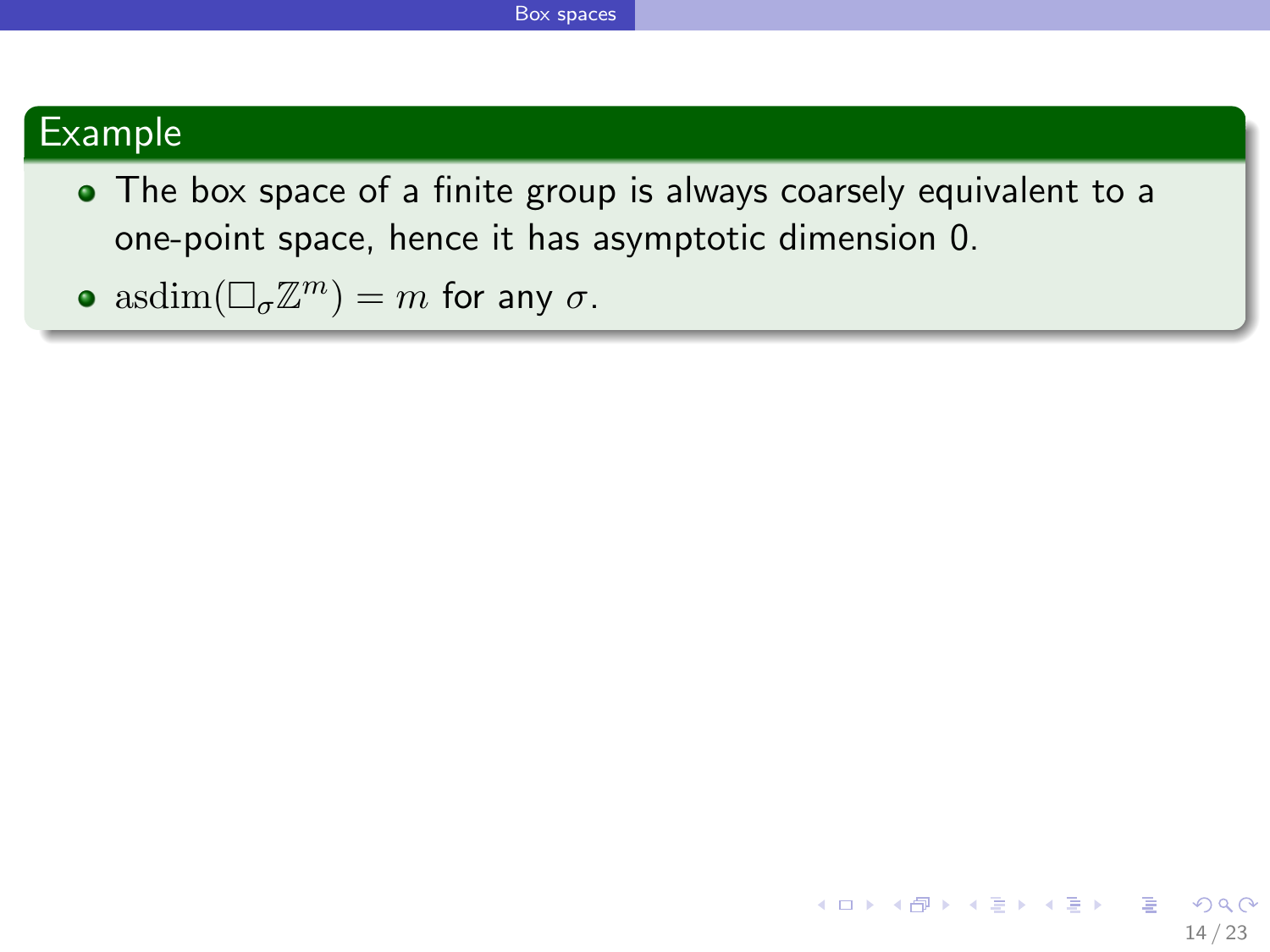### Example

- The box space of a finite group is always coarsely equivalent to a one-point space, hence it has asymptotic dimension 0.
- $\operatorname{asdim}(\Box_\sigma \mathbb{Z}^m) = m$ for any $\sigma$.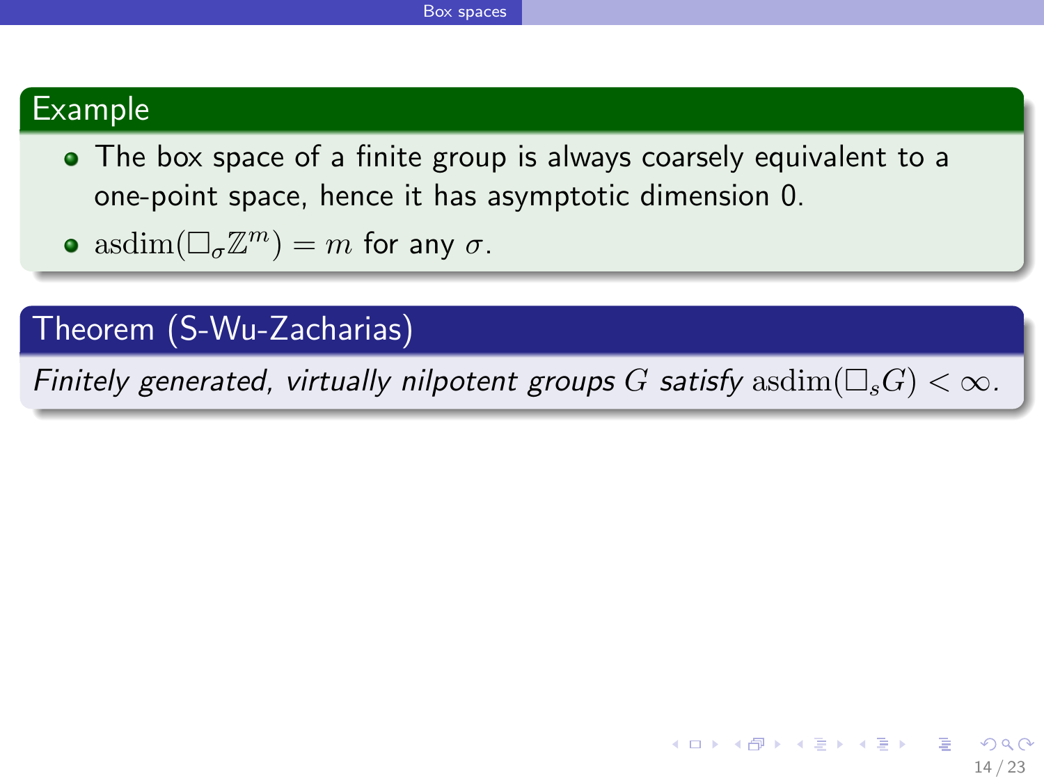### Example

- The box space of a finite group is always coarsely equivalent to a one-point space, hence it has asymptotic dimension 0.
- $\operatorname{asdim}(\Box_\sigma \mathbb{Z}^m) = m$ for any $\sigma$.

### Theorem (S-Wu-Zacharias)

*Finitely generated, virtually nilpotent groups $G$ satisfy $\operatorname{asdim}(\Box_s G) < \infty$.*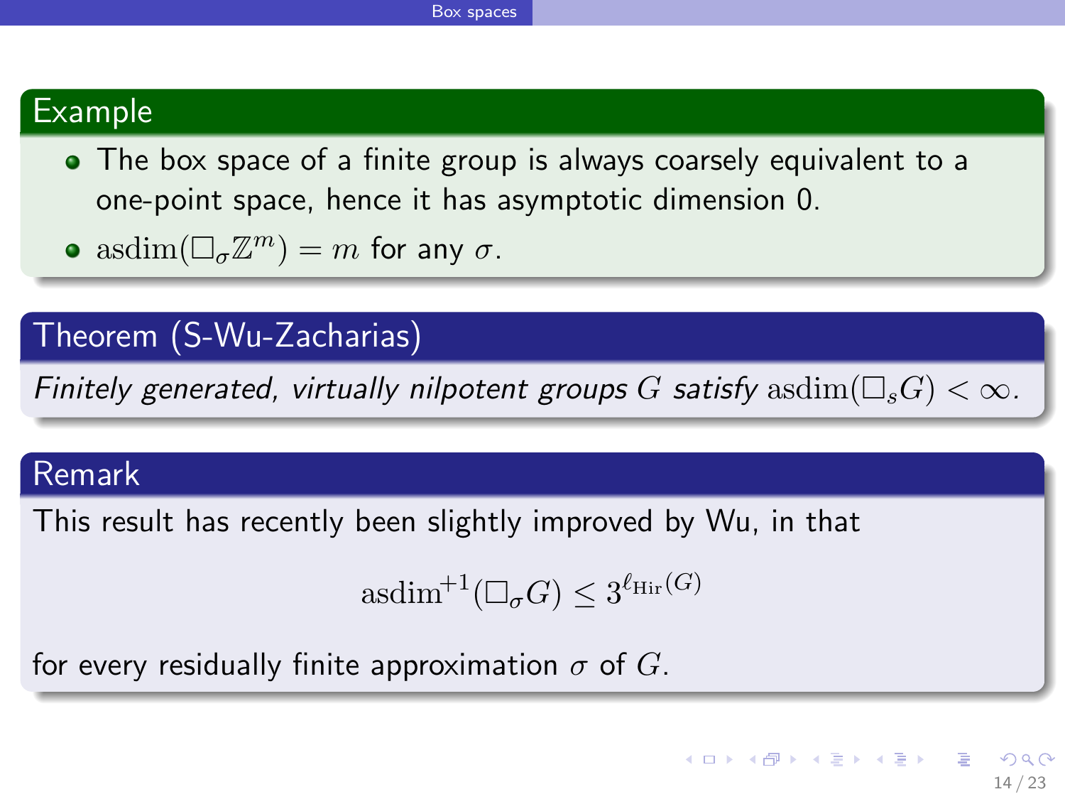### Example

- The box space of a finite group is always coarsely equivalent to a one-point space, hence it has asymptotic dimension 0.
- $\operatorname{asdim}(\Box_\sigma \mathbb{Z}^m) = m$ for any $\sigma$.

### Theorem (S-Wu-Zacharias)

*Finitely generated, virtually nilpotent groups $G$ satisfy $\operatorname{asdim}(\Box_s G) < \infty$.*

### Remark

This result has recently been slightly improved by Wu, in that

$$\operatorname{asdim}^{+1}(\Box_\sigma G) \leq 3^{\ell_{\mathrm{Hir}}(G)}$$

for every residually finite approximation $\sigma$ of $G$.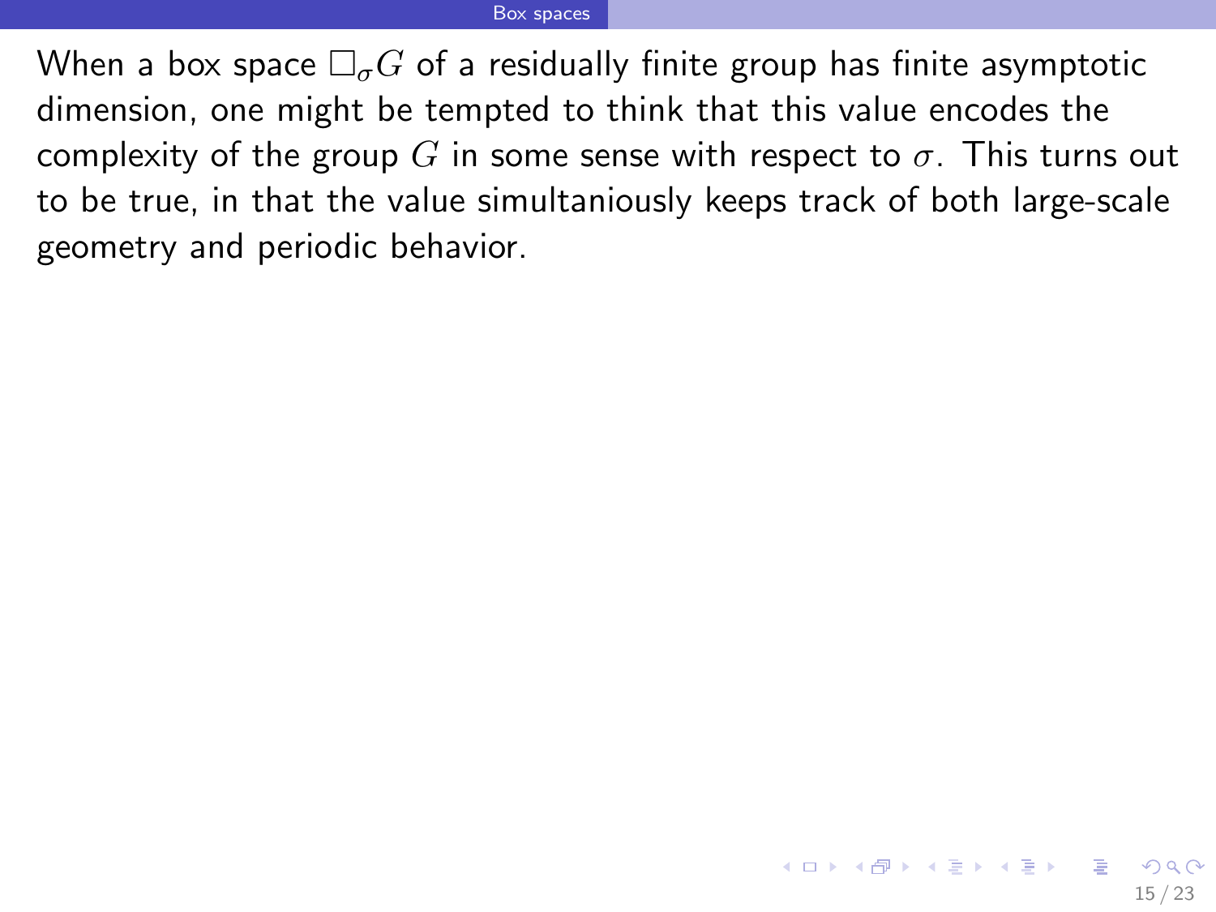When a box space $\Box_\sigma G$ of a residually finite group has finite asymptotic dimension, one might be tempted to think that this value encodes the complexity of the group $G$ in some sense with respect to $\sigma$. This turns out to be true, in that the value simultaniously keeps track of both large-scale geometry and periodic behavior.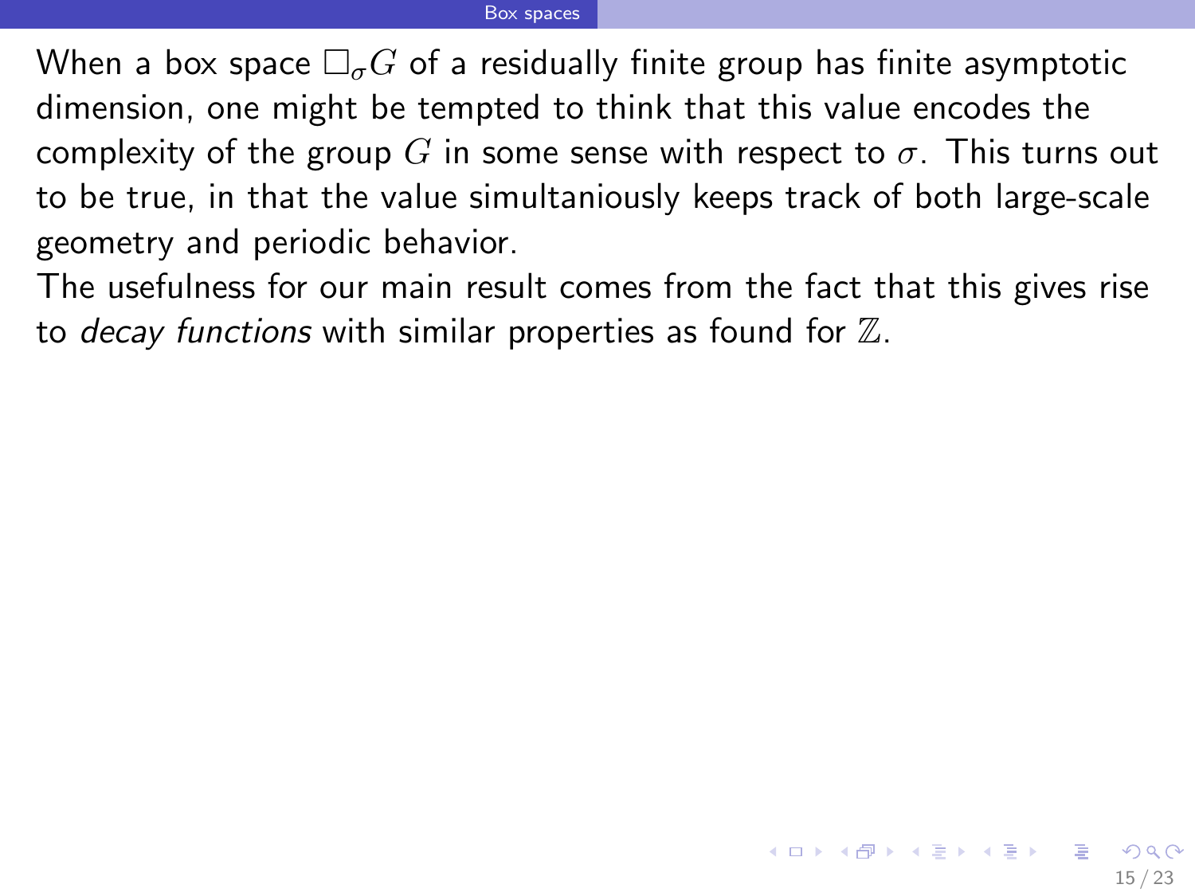When a box space $\Box_\sigma G$ of a residually finite group has finite asymptotic dimension, one might be tempted to think that this value encodes the complexity of the group $G$ in some sense with respect to $\sigma$. This turns out to be true, in that the value simultaniously keeps track of both large-scale geometry and periodic behavior.

The usefulness for our main result comes from the fact that this gives rise to *decay functions* with similar properties as found for $\mathbb{Z}$.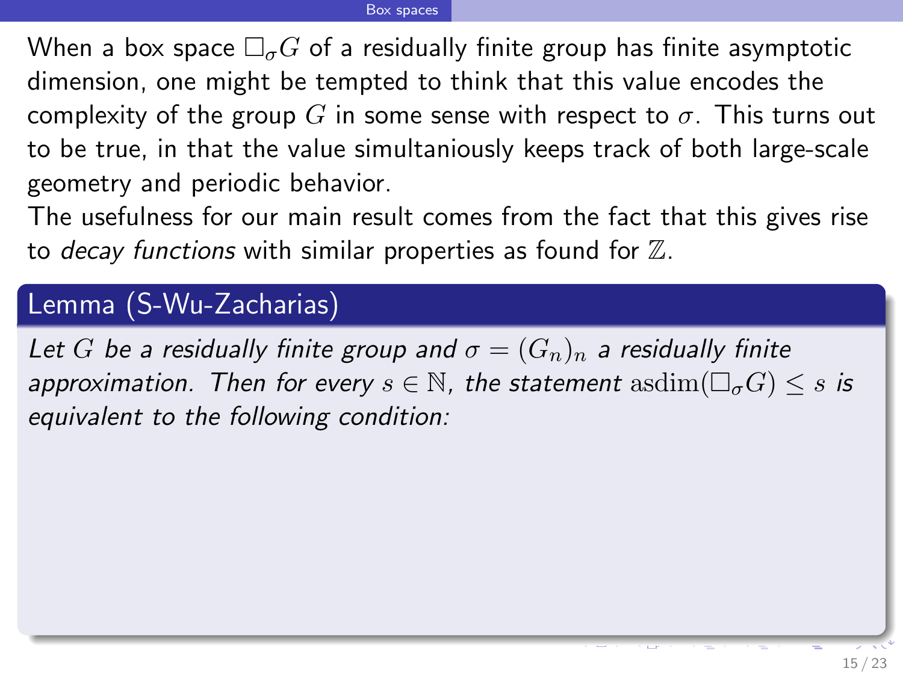When a box space $\Box_\sigma G$ of a residually finite group has finite asymptotic dimension, one might be tempted to think that this value encodes the complexity of the group $G$ in some sense with respect to $\sigma$. This turns out to be true, in that the value simultaniously keeps track of both large-scale geometry and periodic behavior.

The usefulness for our main result comes from the fact that this gives rise to *decay functions* with similar properties as found for $\mathbb{Z}$.

**Lemma (S-Wu-Zacharias)**

*Let $G$ be a residually finite group and $\sigma = (G_n)_n$ a residually finite approximation. Then for every $s \in \mathbb{N}$, the statement $\operatorname{asdim}(\Box_\sigma G) \leq s$ is equivalent to the following condition:*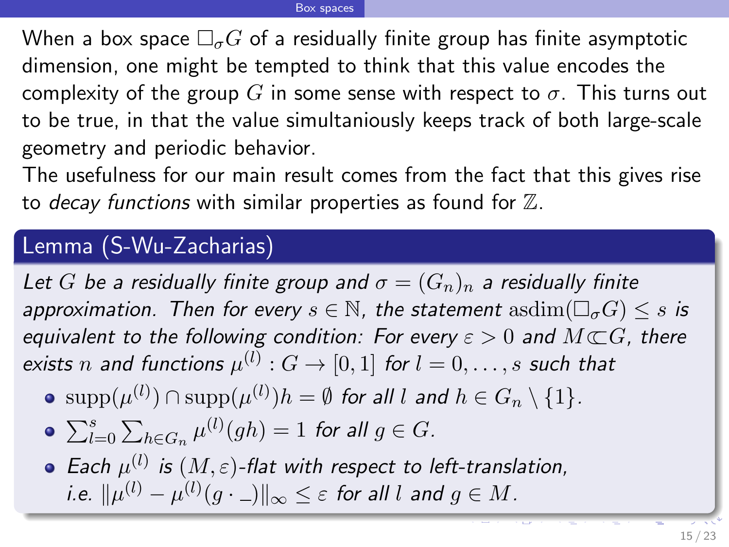When a box space $\Box_\sigma G$ of a residually finite group has finite asymptotic dimension, one might be tempted to think that this value encodes the complexity of the group $G$ in some sense with respect to $\sigma$. This turns out to be true, in that the value simultaniously keeps track of both large-scale geometry and periodic behavior.

The usefulness for our main result comes from the fact that this gives rise to *decay functions* with similar properties as found for $\mathbb{Z}$.

**Lemma (S-Wu-Zacharias)**

*Let $G$ be a residually finite group and $\sigma = (G_n)_n$ a residually finite approximation. Then for every $s \in \mathbb{N}$, the statement $\mathrm{asdim}(\Box_\sigma G) \leq s$ is equivalent to the following condition: For every $\varepsilon > 0$ and $M \Subset G$, there exists $n$ and functions $\mu^{(l)} : G \to [0,1]$ for $l = 0, \dots, s$ such that*

- $\mathrm{supp}(\mu^{(l)}) \cap \mathrm{supp}(\mu^{(l)})h = \emptyset$ *for all $l$ and $h \in G_n \setminus \{1\}$.*
- $\sum_{l=0}^{s} \sum_{h \in G_n} \mu^{(l)}(gh) = 1$ *for all $g \in G$.*
- *Each $\mu^{(l)}$ is $(M, \varepsilon)$-flat with respect to left-translation, i.e. $\|\mu^{(l)} - \mu^{(l)}(g \cdot \_)\|_\infty \leq \varepsilon$ for all $l$ and $g \in M$.*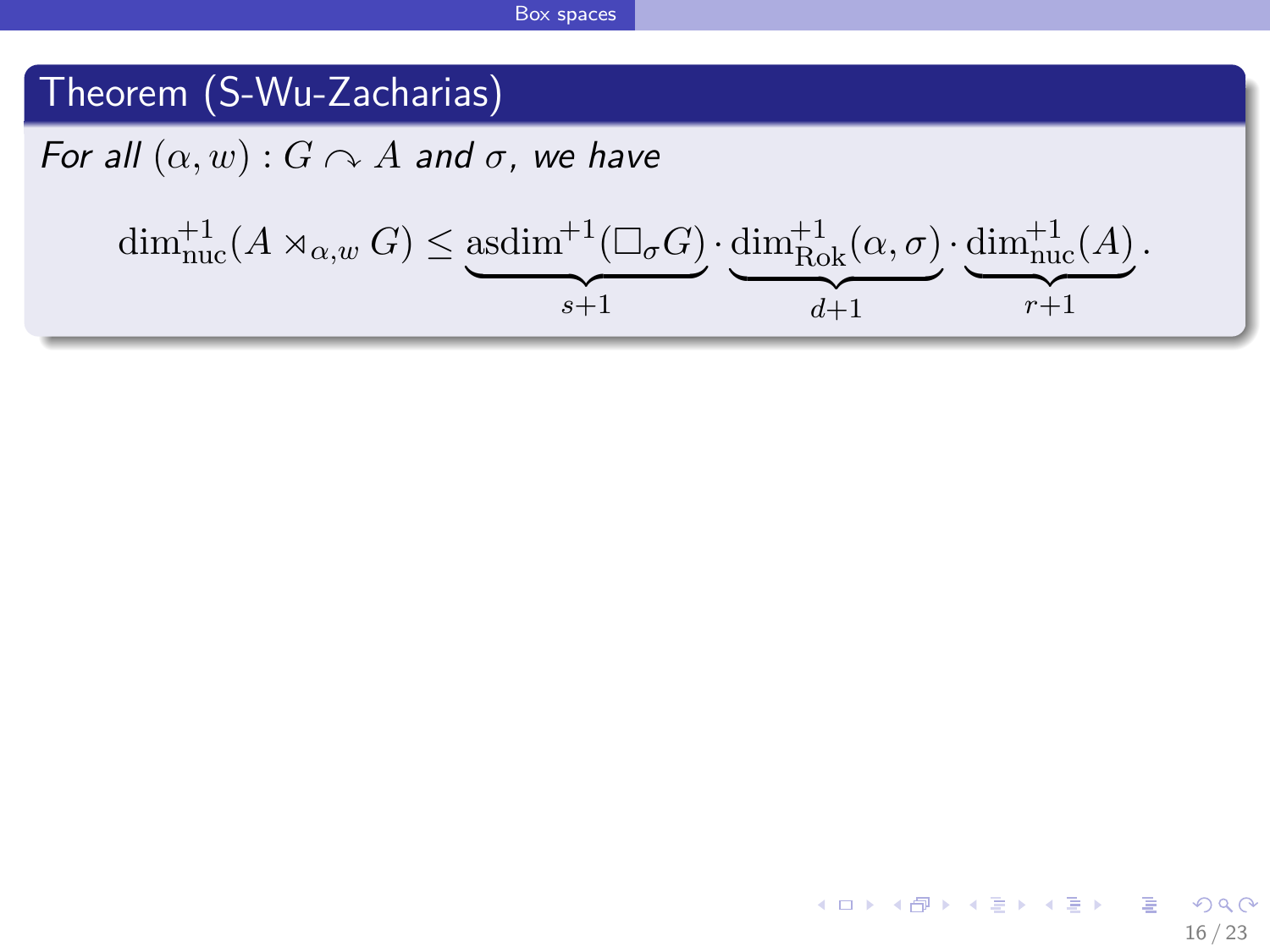**Theorem (S-Wu-Zacharias)**

*For all* $(\alpha, w) : G \curvearrowright A$ *and* $\sigma$*, we have*

$$\dim_{\mathrm{nuc}}^{+1}(A \rtimes_{\alpha,w} G) \leq \underbrace{\mathrm{asdim}^{+1}(\square_\sigma G)}_{s+1} \cdot \underbrace{\dim_{\mathrm{Rok}}^{+1}(\alpha, \sigma)}_{d+1} \cdot \underbrace{\dim_{\mathrm{nuc}}^{+1}(A)}_{r+1}.$$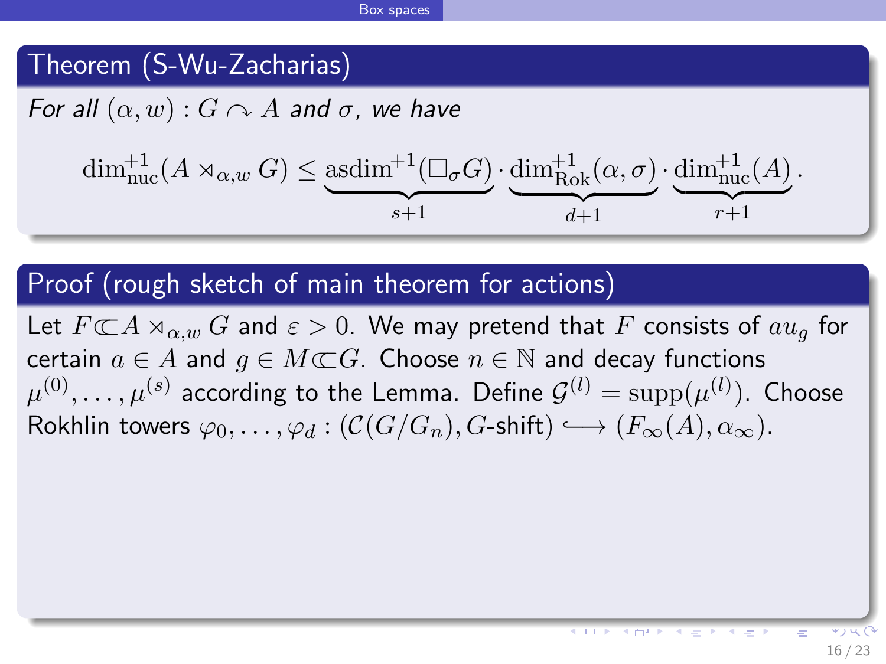**Theorem (S-Wu-Zacharias)**

*For all $(\alpha, w) : G \curvearrowright A$ and $\sigma$, we have*

$$\dim_{\mathrm{nuc}}^{+1}(A \rtimes_{\alpha,w} G) \leq \underbrace{\mathrm{asdim}^{+1}(\square_\sigma G)}_{s+1} \cdot \underbrace{\dim_{\mathrm{Rok}}^{+1}(\alpha, \sigma)}_{d+1} \cdot \underbrace{\dim_{\mathrm{nuc}}^{+1}(A)}_{r+1}.$$

**Proof (rough sketch of main theorem for actions)**

Let $F \subset\subset A \rtimes_{\alpha,w} G$ and $\varepsilon > 0$. We may pretend that $F$ consists of $au_g$ for certain $a \in A$ and $g \in M \subset\subset G$. Choose $n \in \mathbb{N}$ and decay functions $\mu^{(0)}, \dots, \mu^{(s)}$ according to the Lemma. Define $\mathcal{G}^{(l)} = \mathrm{supp}(\mu^{(l)})$. Choose Rokhlin towers $\varphi_0, \dots, \varphi_d : (\mathcal{C}(G/G_n), G\text{-shift}) \longrightarrow (F_\infty(A), \alpha_\infty)$.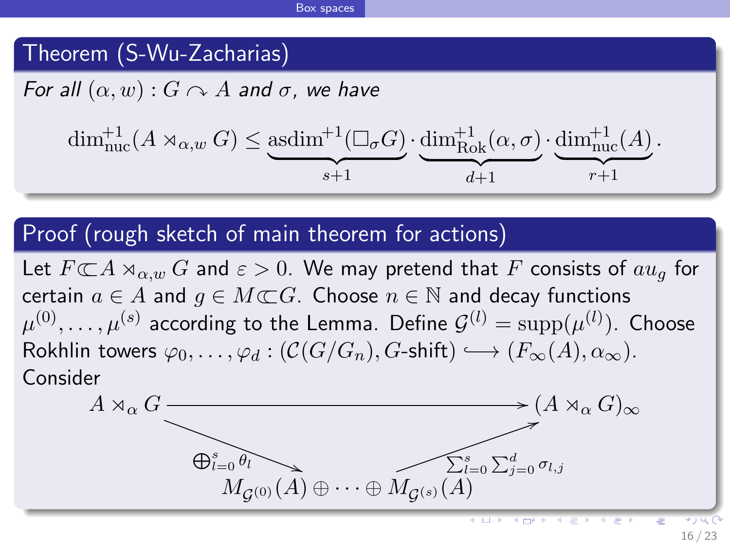## Theorem (S-Wu-Zacharias)

*For all* $(\alpha, w) : G \curvearrowright A$ *and* $\sigma$*, we have*

$$\dim_{\mathrm{nuc}}^{+1}(A \rtimes_{\alpha,w} G) \leq \underbrace{\mathrm{asdim}^{+1}(\Box_\sigma G)}_{s+1} \cdot \underbrace{\dim_{\mathrm{Rok}}^{+1}(\alpha,\sigma)}_{d+1} \cdot \underbrace{\dim_{\mathrm{nuc}}^{+1}(A)}_{r+1}.$$

## Proof (rough sketch of main theorem for actions)

Let $F \subset\subset A \rtimes_{\alpha,w} G$ and $\varepsilon > 0$. We may pretend that $F$ consists of $au_g$ for certain $a \in A$ and $g \in M \subset\subset G$. Choose $n \in \mathbb{N}$ and decay functions $\mu^{(0)}, \ldots, \mu^{(s)}$ according to the Lemma. Define $\mathcal{G}^{(l)} = \mathrm{supp}(\mu^{(l)})$. Choose Rokhlin towers $\varphi_0, \ldots, \varphi_d : (\mathcal{C}(G/G_n), G\text{-shift}) \longrightarrow (F_\infty(A), \alpha_\infty)$.
Consider

$$\begin{array}{ccc} A \rtimes_\alpha G & \longrightarrow & (A \rtimes_\alpha G)_\infty \\ & {\scriptstyle \bigoplus_{l=0}^{s} \theta_l} \searrow \quad \nearrow {\scriptstyle \sum_{l=0}^{s}\sum_{j=0}^{d} \sigma_{l,j}} & \\ & M_{\mathcal{G}^{(0)}}(A) \oplus \cdots \oplus M_{\mathcal{G}^{(s)}}(A) & \end{array}$$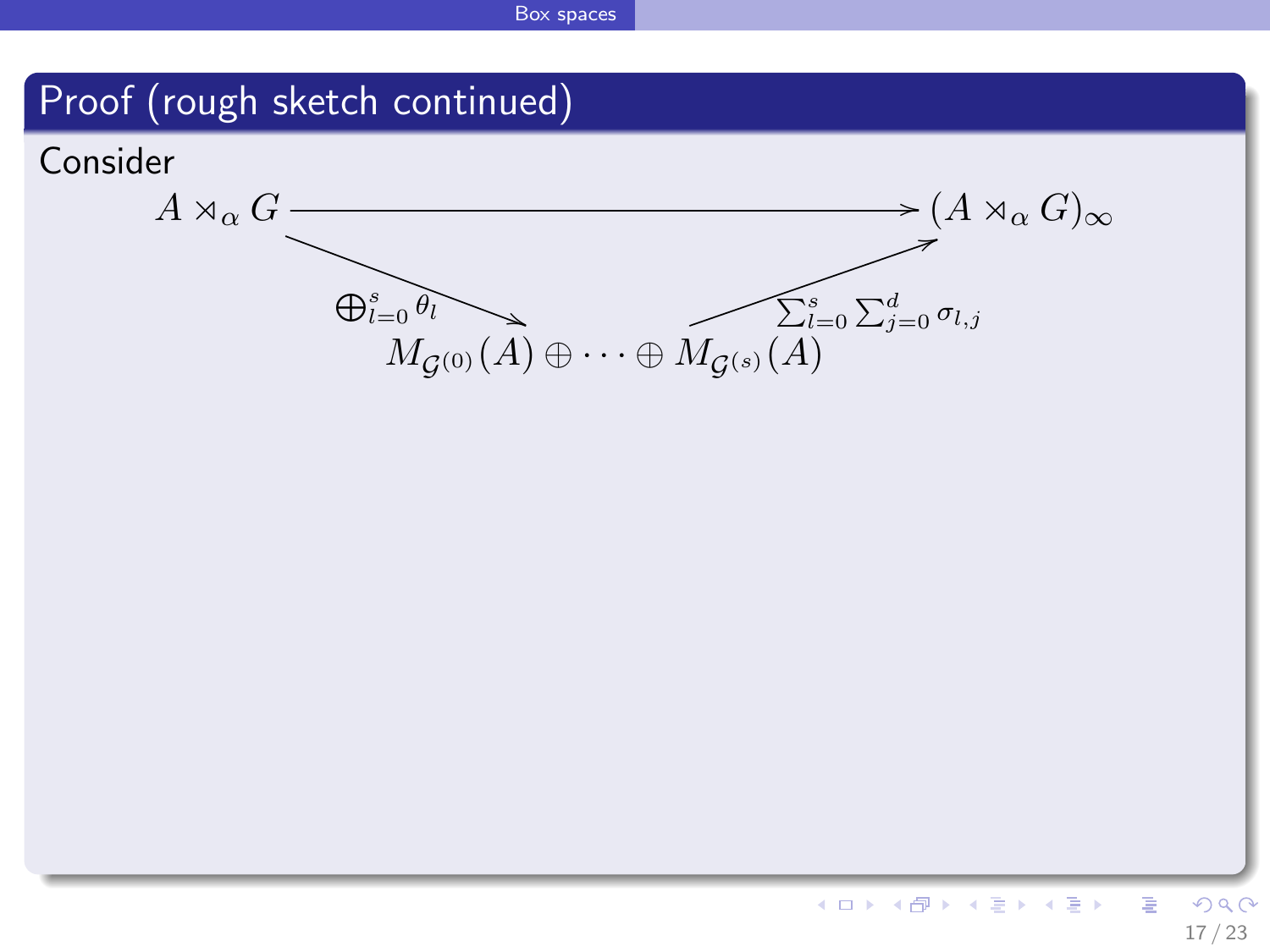## Proof (rough sketch continued)

Consider

$$
\begin{array}{ccc}
A \rtimes_\alpha G & \xrightarrow{\hspace{6em}} & (A \rtimes_\alpha G)_\infty \\
& \searrow^{\bigoplus_{l=0}^{s} \theta_l} \qquad \nearrow_{\sum_{l=0}^{s} \sum_{j=0}^{d} \sigma_{l,j}} & \\
& M_{\mathcal{G}^{(0)}}(A) \oplus \cdots \oplus M_{\mathcal{G}^{(s)}}(A) &
\end{array}
$$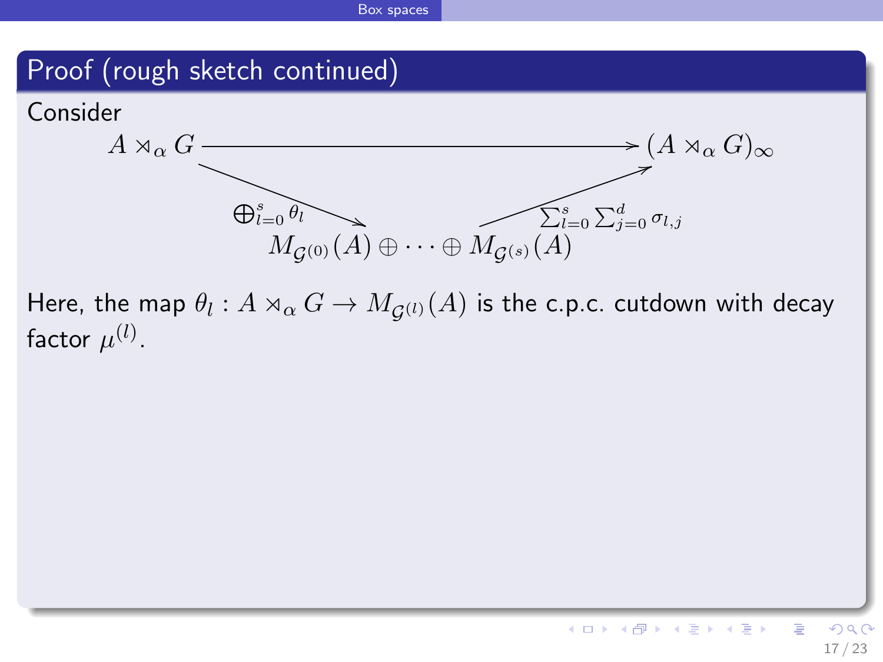## Proof (rough sketch continued)

Consider

$$
\begin{array}{ccc}
A \rtimes_\alpha G & \longrightarrow & (A \rtimes_\alpha G)_\infty \\
& \searrow^{\bigoplus_{l=0}^{s} \theta_l} \qquad \nearrow_{\sum_{l=0}^{s} \sum_{j=0}^{d} \sigma_{l,j}} & \\
& M_{\mathcal{G}^{(0)}}(A) \oplus \cdots \oplus M_{\mathcal{G}^{(s)}}(A) &
\end{array}
$$

Here, the map $\theta_l : A \rtimes_\alpha G \to M_{\mathcal{G}^{(l)}}(A)$ is the c.p.c. cutdown with decay factor $\mu^{(l)}$.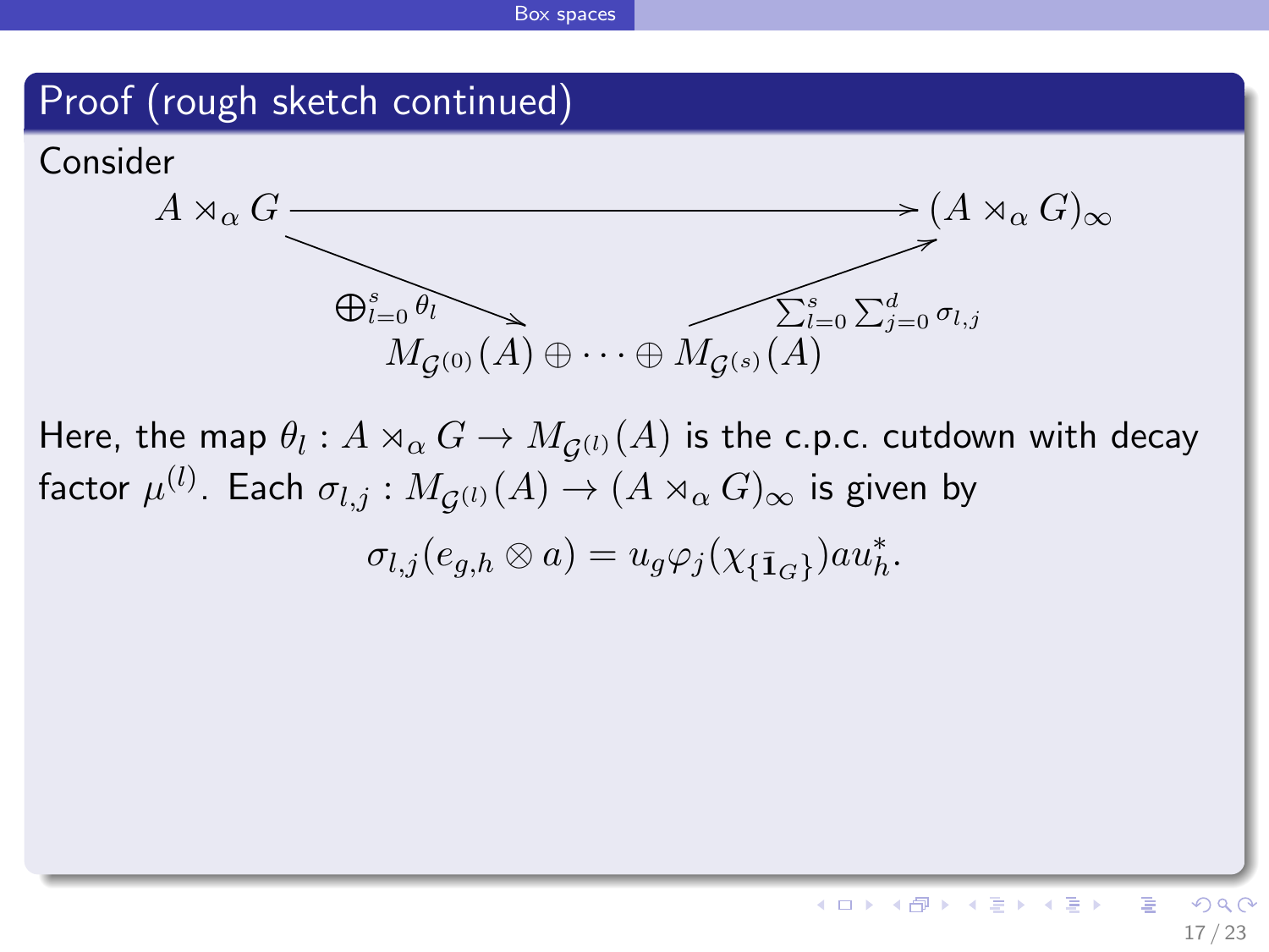## Proof (rough sketch continued)

Consider

$$
\begin{array}{ccc}
A \rtimes_\alpha G & \longrightarrow & (A \rtimes_\alpha G)_\infty \\
& \searrow^{\bigoplus_{l=0}^{s} \theta_l} \quad \nearrow_{\sum_{l=0}^{s} \sum_{j=0}^{d} \sigma_{l,j}} & \\
& M_{\mathcal{G}^{(0)}}(A) \oplus \cdots \oplus M_{\mathcal{G}^{(s)}}(A) &
\end{array}
$$

Here, the map $\theta_l : A \rtimes_\alpha G \to M_{\mathcal{G}^{(l)}}(A)$ is the c.p.c. cutdown with decay factor $\mu^{(l)}$. Each $\sigma_{l,j} : M_{\mathcal{G}^{(l)}}(A) \to (A \rtimes_\alpha G)_\infty$ is given by

$$\sigma_{l,j}(e_{g,h} \otimes a) = u_g \varphi_j(\chi_{\{\bar{1}_G\}}) a u_h^*.$$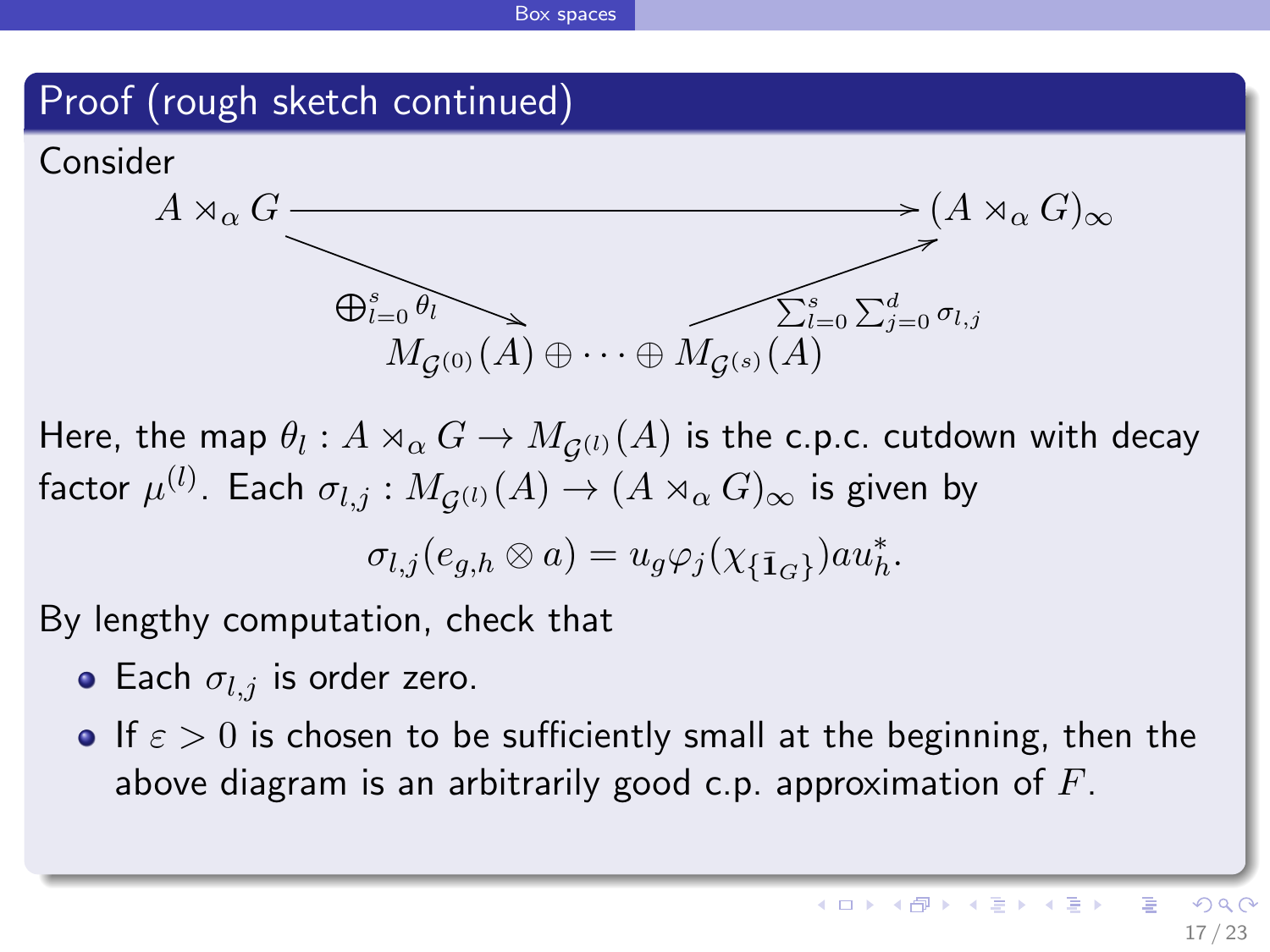## Proof (rough sketch continued)

Consider

$$
\begin{array}{ccc}
A \rtimes_\alpha G & \xrightarrow{\hspace{6em}} & (A \rtimes_\alpha G)_\infty \\
& \searrow^{\bigoplus_{l=0}^{s} \theta_l} \qquad \nearrow_{\sum_{l=0}^{s} \sum_{j=0}^{d} \sigma_{l,j}} & \\
& M_{\mathcal{G}^{(0)}}(A) \oplus \cdots \oplus M_{\mathcal{G}^{(s)}}(A) &
\end{array}
$$

Here, the map $\theta_l : A \rtimes_\alpha G \to M_{\mathcal{G}^{(l)}}(A)$ is the c.p.c. cutdown with decay factor $\mu^{(l)}$. Each $\sigma_{l,j} : M_{\mathcal{G}^{(l)}}(A) \to (A \rtimes_\alpha G)_\infty$ is given by

$$
\sigma_{l,j}(e_{g,h} \otimes a) = u_g \varphi_j(\chi_{\{\bar{\mathbf{1}}_G\}}) a u_h^*.
$$

By lengthy computation, check that

- Each $\sigma_{l,j}$ is order zero.
- If $\varepsilon > 0$ is chosen to be sufficiently small at the beginning, then the above diagram is an arbitrarily good c.p. approximation of $F$.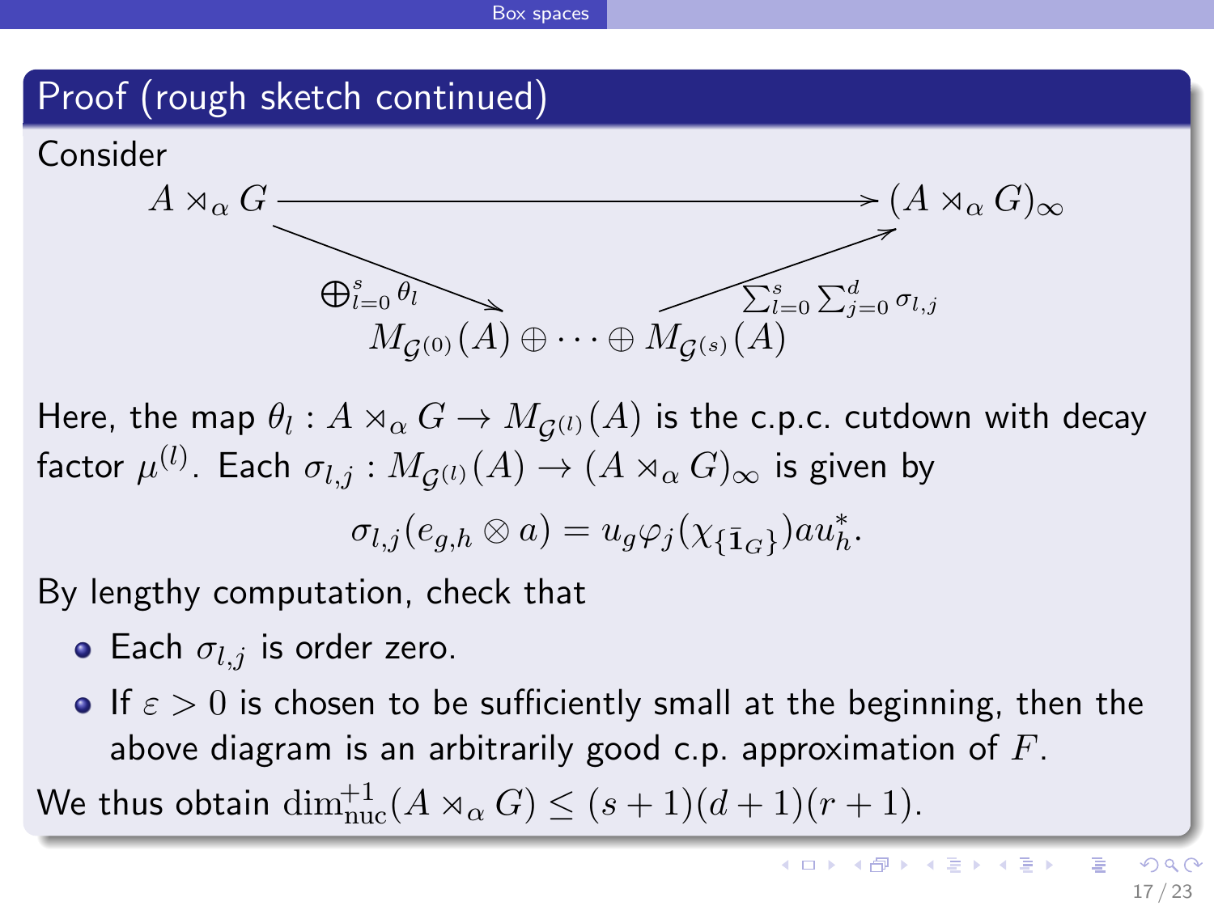## Proof (rough sketch continued)

Consider

$$
\begin{array}{ccc}
A \rtimes_\alpha G & \xrightarrow{\qquad\qquad\qquad} & (A \rtimes_\alpha G)_\infty \\
& \searrow^{\bigoplus_{l=0}^{s} \theta_l} \qquad \nearrow_{\sum_{l=0}^{s} \sum_{j=0}^{d} \sigma_{l,j}} & \\
& M_{\mathcal{G}^{(0)}}(A) \oplus \cdots \oplus M_{\mathcal{G}^{(s)}}(A) &
\end{array}
$$

Here, the map $\theta_l : A \rtimes_\alpha G \to M_{\mathcal{G}^{(l)}}(A)$ is the c.p.c. cutdown with decay factor $\mu^{(l)}$. Each $\sigma_{l,j} : M_{\mathcal{G}^{(l)}}(A) \to (A \rtimes_\alpha G)_\infty$ is given by

$$\sigma_{l,j}(e_{g,h} \otimes a) = u_g \varphi_j(\chi_{\{\bar{\mathbf{1}}_G\}}) a u_h^*.$$

By lengthy computation, check that

- Each $\sigma_{l,j}$ is order zero.
- If $\varepsilon > 0$ is chosen to be sufficiently small at the beginning, then the above diagram is an arbitrarily good c.p. approximation of $F$.

We thus obtain $\dim_{\mathrm{nuc}}^{+1}(A \rtimes_\alpha G) \leq (s+1)(d+1)(r+1)$.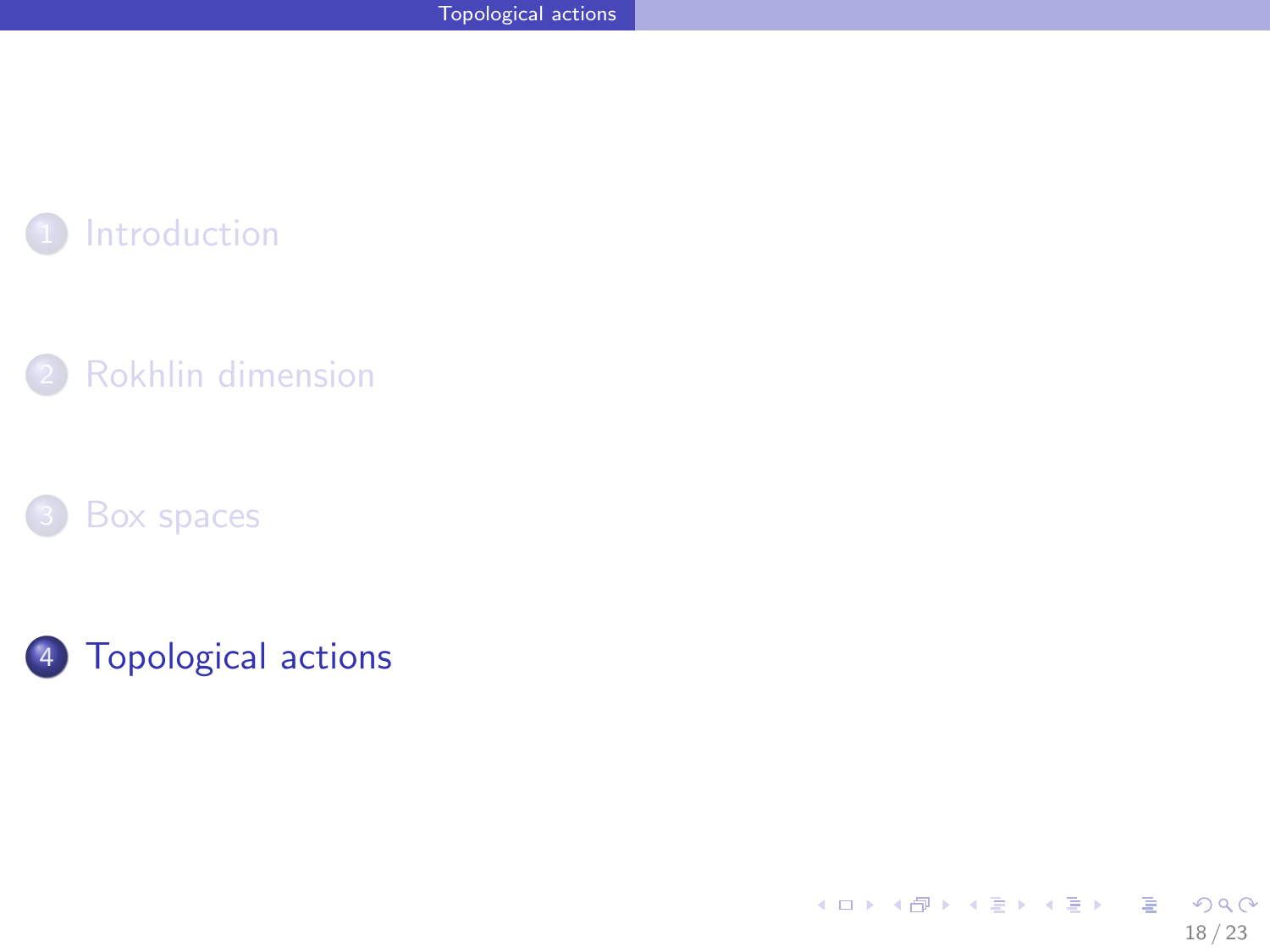1. Introduction
2. Rokhlin dimension
3. Box spaces
4. **Topological actions**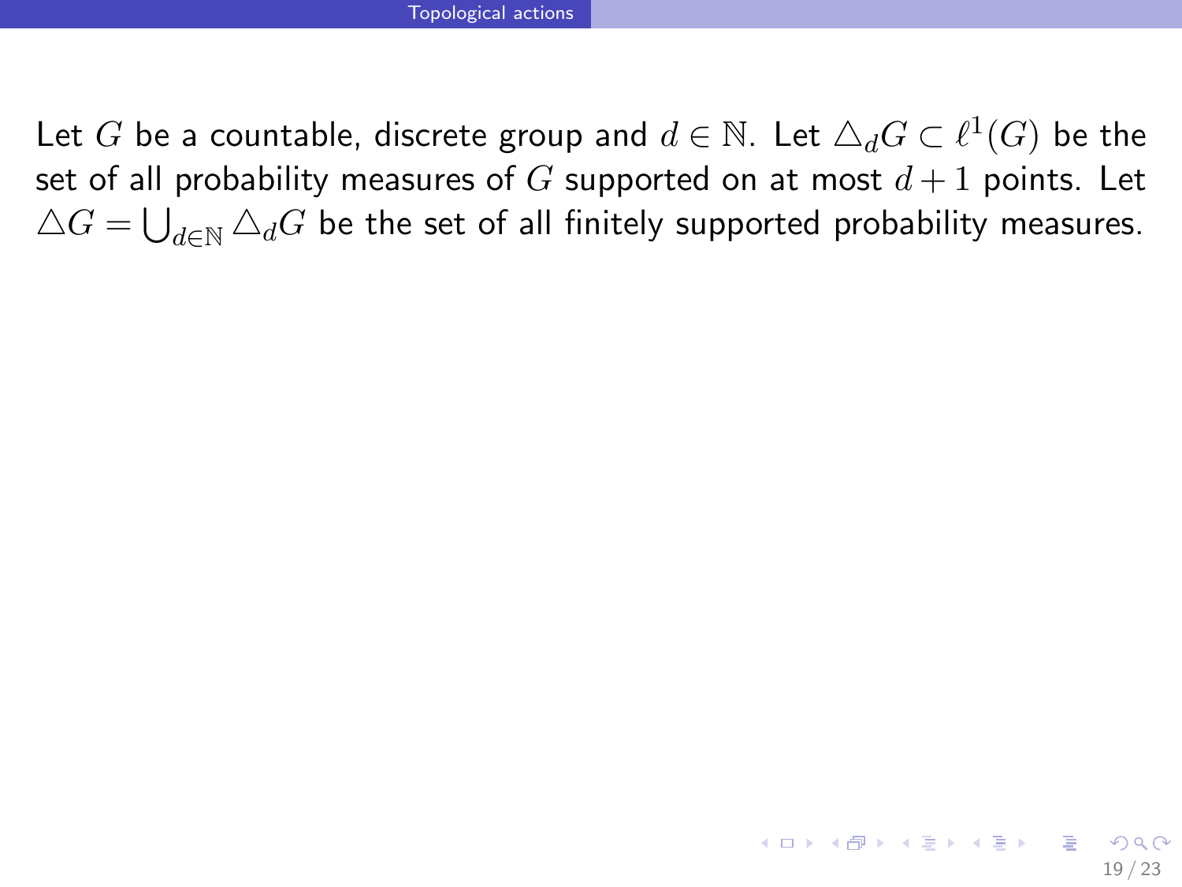Let $G$ be a countable, discrete group and $d \in \mathbb{N}$. Let $\triangle_d G \subset \ell^1(G)$ be the set of all probability measures of $G$ supported on at most $d+1$ points. Let $\triangle G = \bigcup_{d \in \mathbb{N}} \triangle_d G$ be the set of all finitely supported probability measures.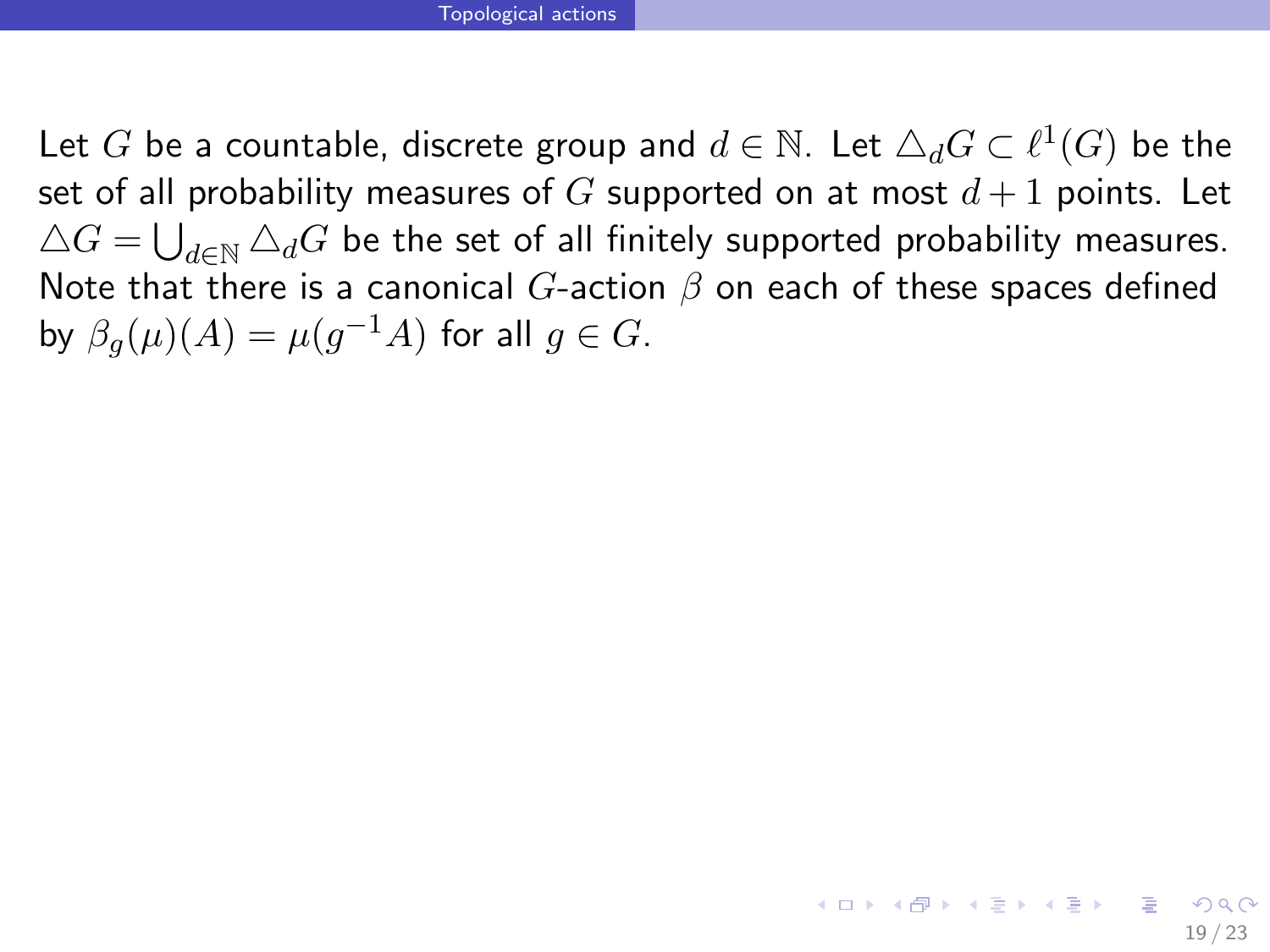Let $G$ be a countable, discrete group and $d \in \mathbb{N}$. Let $\triangle_d G \subset \ell^1(G)$ be the set of all probability measures of $G$ supported on at most $d+1$ points. Let $\triangle G = \bigcup_{d \in \mathbb{N}} \triangle_d G$ be the set of all finitely supported probability measures. Note that there is a canonical $G$-action $\beta$ on each of these spaces defined by $\beta_g(\mu)(A) = \mu(g^{-1}A)$ for all $g \in G$.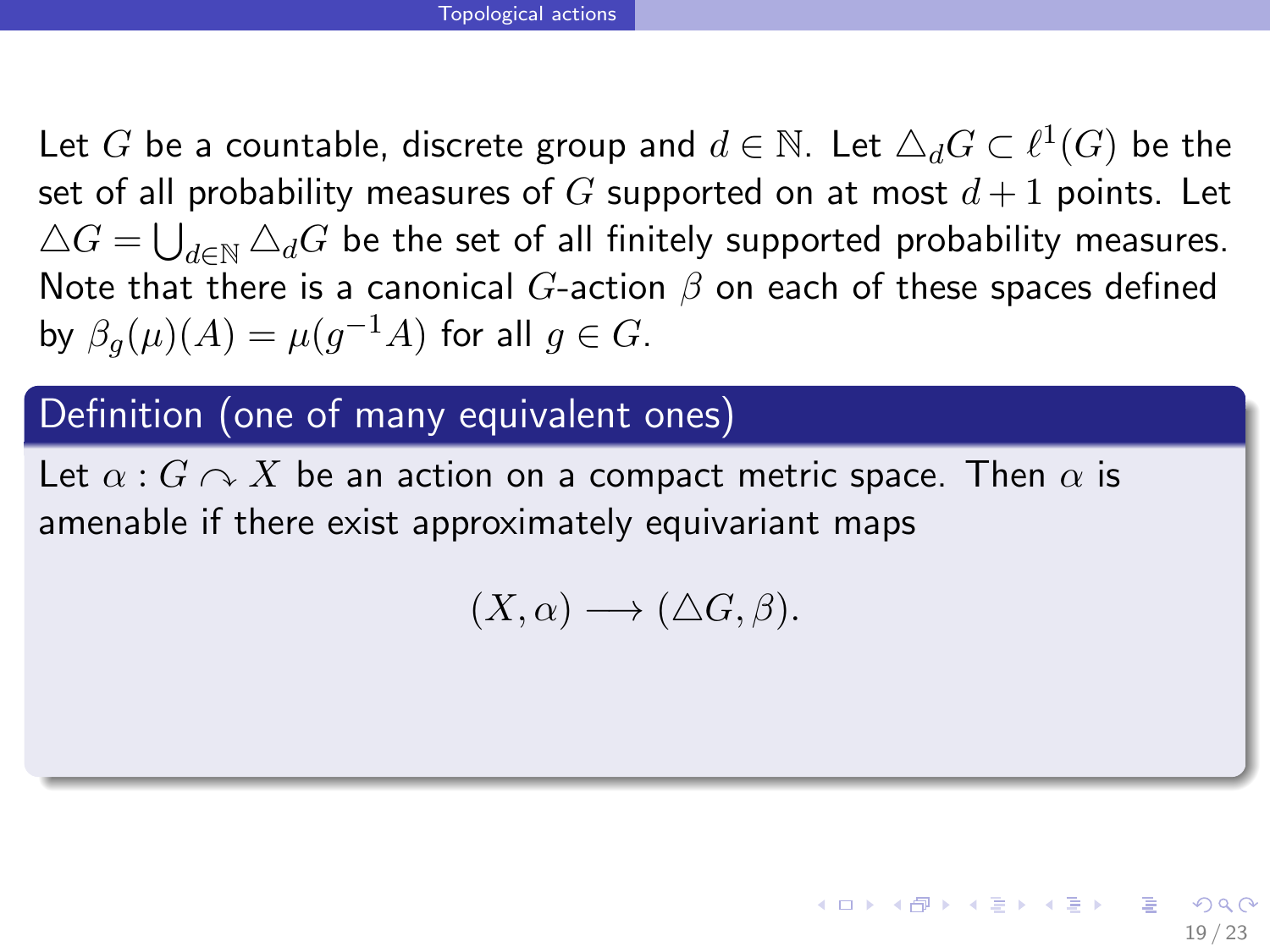Let $G$ be a countable, discrete group and $d \in \mathbb{N}$. Let $\triangle_d G \subset \ell^1(G)$ be the set of all probability measures of $G$ supported on at most $d+1$ points. Let $\triangle G = \bigcup_{d \in \mathbb{N}} \triangle_d G$ be the set of all finitely supported probability measures. Note that there is a canonical $G$-action $\beta$ on each of these spaces defined by $\beta_g(\mu)(A) = \mu(g^{-1}A)$ for all $g \in G$.

**Definition (one of many equivalent ones)**

Let $\alpha : G \curvearrowright X$ be an action on a compact metric space. Then $\alpha$ is amenable if there exist approximately equivariant maps

$$(X, \alpha) \longrightarrow (\triangle G, \beta).$$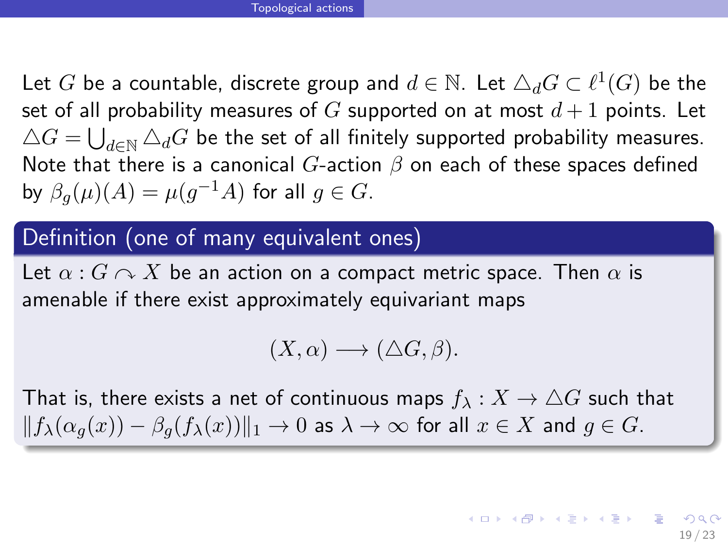Let $G$ be a countable, discrete group and $d \in \mathbb{N}$. Let $\triangle_d G \subset \ell^1(G)$ be the set of all probability measures of $G$ supported on at most $d+1$ points. Let $\triangle G = \bigcup_{d \in \mathbb{N}} \triangle_d G$ be the set of all finitely supported probability measures. Note that there is a canonical $G$-action $\beta$ on each of these spaces defined by $\beta_g(\mu)(A) = \mu(g^{-1}A)$ for all $g \in G$.

### Definition (one of many equivalent ones)

Let $\alpha : G \curvearrowright X$ be an action on a compact metric space. Then $\alpha$ is amenable if there exist approximately equivariant maps

$$(X, \alpha) \longrightarrow (\triangle G, \beta).$$

That is, there exists a net of continuous maps $f_\lambda : X \to \triangle G$ such that $\|f_\lambda(\alpha_g(x)) - \beta_g(f_\lambda(x))\|_1 \to 0$ as $\lambda \to \infty$ for all $x \in X$ and $g \in G$.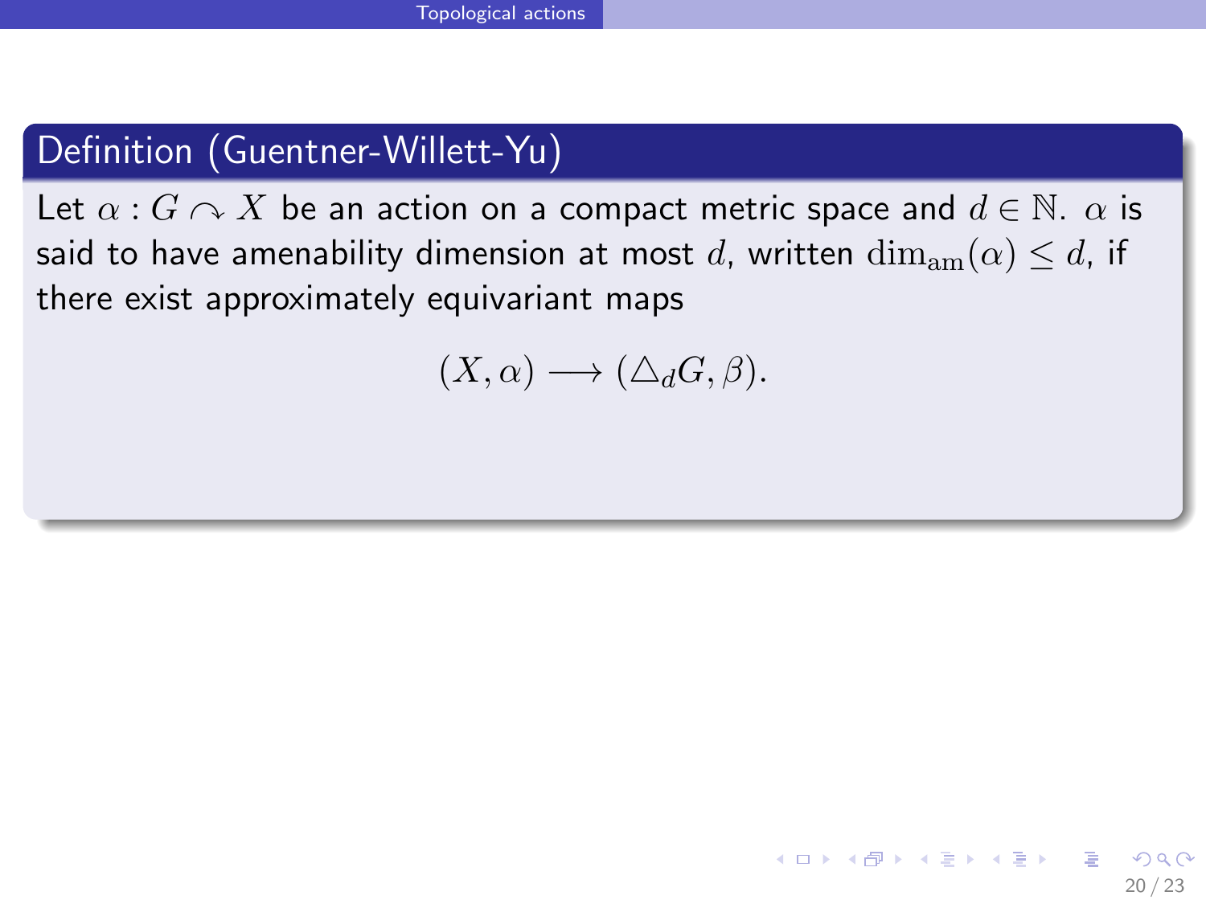## Definition (Guentner-Willett-Yu)

Let $\alpha : G \curvearrowright X$ be an action on a compact metric space and $d \in \mathbb{N}$. $\alpha$ is said to have amenability dimension at most $d$, written $\dim_{\mathrm{am}}(\alpha) \leq d$, if there exist approximately equivariant maps

$$(X, \alpha) \longrightarrow (\triangle_d G, \beta).$$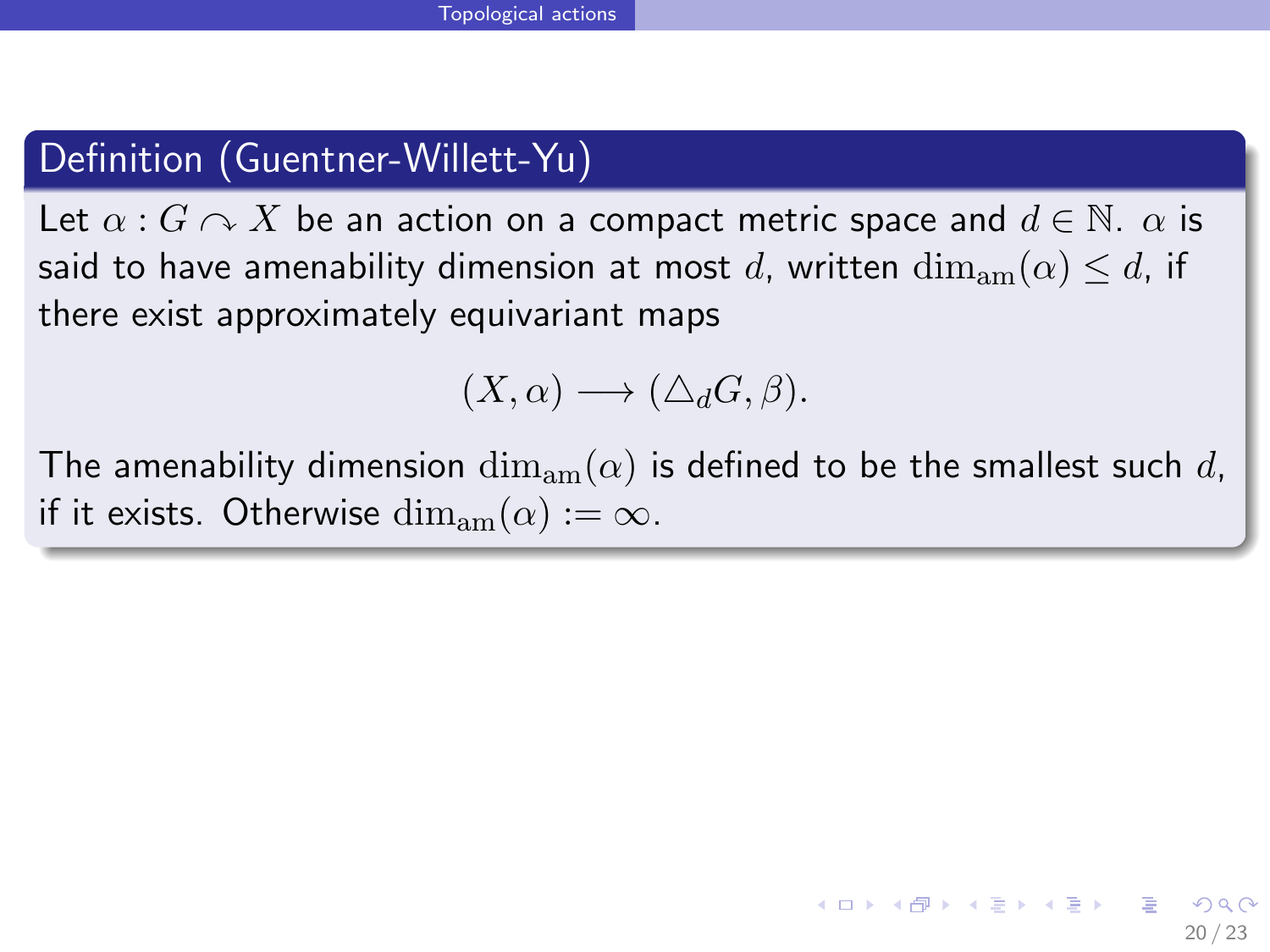**Definition (Guentner-Willett-Yu)**

Let $\alpha : G \curvearrowright X$ be an action on a compact metric space and $d \in \mathbb{N}$. $\alpha$ is said to have amenability dimension at most $d$, written $\dim_{\mathrm{am}}(\alpha) \leq d$, if there exist approximately equivariant maps

$$(X, \alpha) \longrightarrow (\triangle_d G, \beta).$$

The amenability dimension $\dim_{\mathrm{am}}(\alpha)$ is defined to be the smallest such $d$, if it exists. Otherwise $\dim_{\mathrm{am}}(\alpha) := \infty$.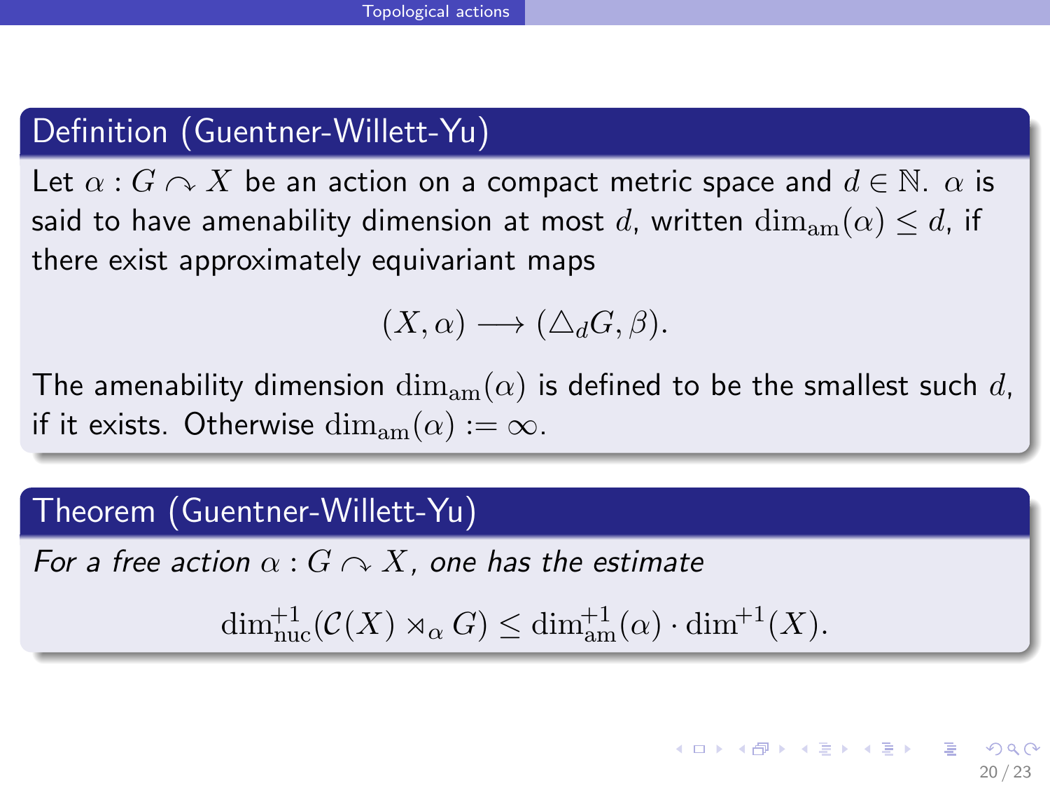**Definition (Guentner-Willett-Yu)**

Let $\alpha : G \curvearrowright X$ be an action on a compact metric space and $d \in \mathbb{N}$. $\alpha$ is said to have amenability dimension at most $d$, written $\dim_{\mathrm{am}}(\alpha) \leq d$, if there exist approximately equivariant maps

$$(X, \alpha) \longrightarrow (\triangle_d G, \beta).$$

The amenability dimension $\dim_{\mathrm{am}}(\alpha)$ is defined to be the smallest such $d$, if it exists. Otherwise $\dim_{\mathrm{am}}(\alpha) := \infty$.

**Theorem (Guentner-Willett-Yu)**

*For a free action $\alpha : G \curvearrowright X$, one has the estimate*

$$\dim^{+1}_{\mathrm{nuc}}(\mathcal{C}(X) \rtimes_\alpha G) \leq \dim^{+1}_{\mathrm{am}}(\alpha) \cdot \dim^{+1}(X).$$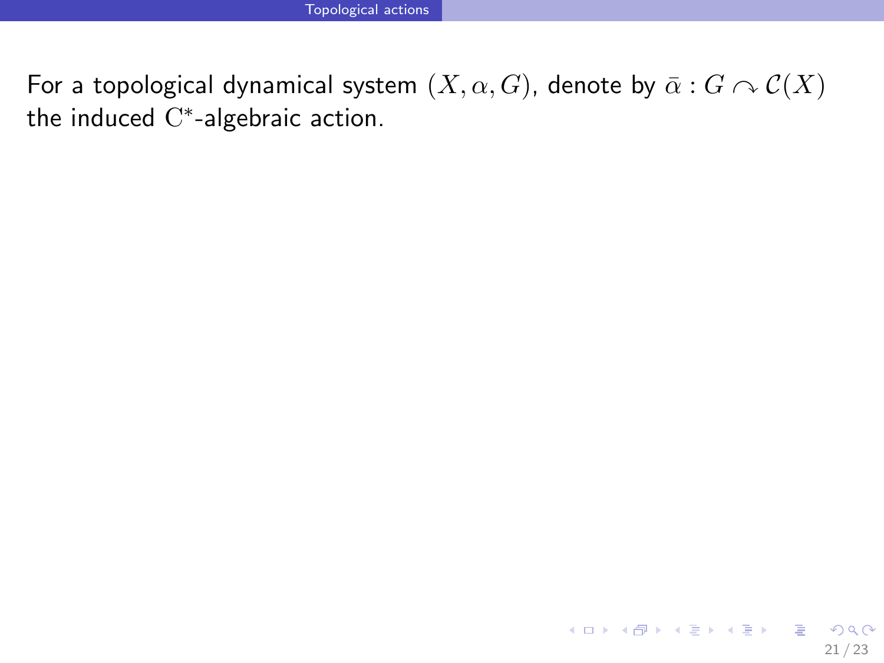For a topological dynamical system $(X, \alpha, G)$, denote by $\bar{\alpha} : G \curvearrowright \mathcal{C}(X)$ the induced $\mathrm{C}^*$-algebraic action.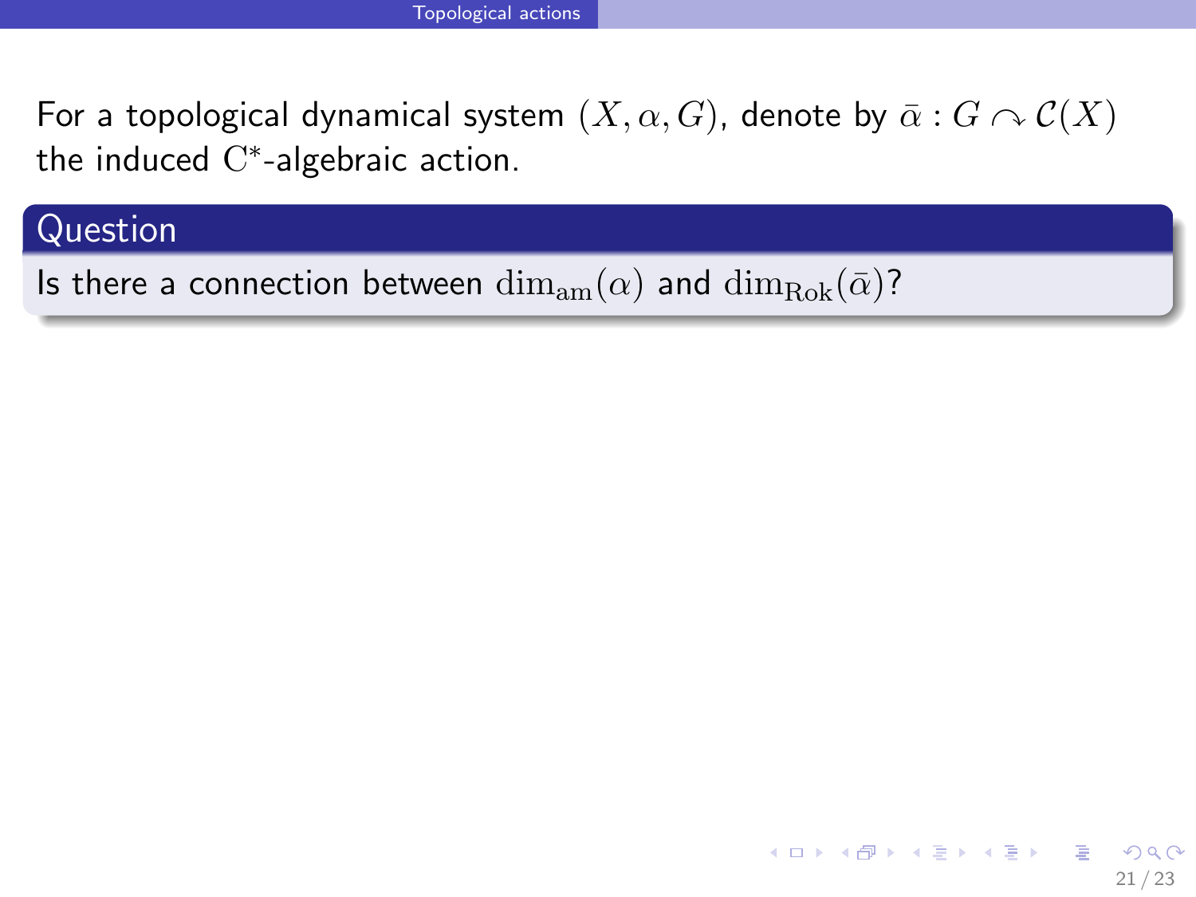For a topological dynamical system $(X, \alpha, G)$, denote by $\bar{\alpha} : G \curvearrowright \mathcal{C}(X)$ the induced $\mathrm{C}^*$-algebraic action.

**Question**

Is there a connection between $\dim_{\mathrm{am}}(\alpha)$ and $\dim_{\mathrm{Rok}}(\bar{\alpha})$?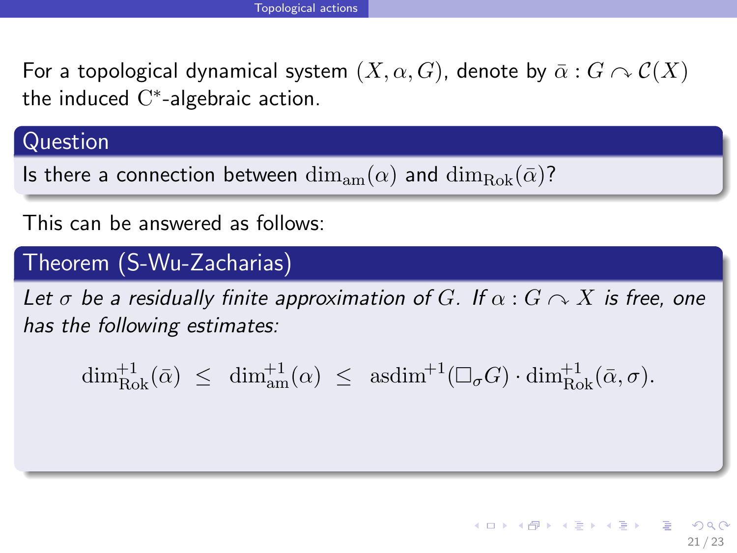For a topological dynamical system $(X, \alpha, G)$, denote by $\bar{\alpha} : G \curvearrowright \mathcal{C}(X)$ the induced $\mathrm{C}^*$-algebraic action.

**Question**

Is there a connection between $\dim_{\mathrm{am}}(\alpha)$ and $\dim_{\mathrm{Rok}}(\bar{\alpha})$?

This can be answered as follows:

**Theorem (S-Wu-Zacharias)**

*Let $\sigma$ be a residually finite approximation of $G$. If $\alpha : G \curvearrowright X$ is free, one has the following estimates:*

$$\dim_{\mathrm{Rok}}^{+1}(\bar{\alpha}) \ \leq \ \dim_{\mathrm{am}}^{+1}(\alpha) \ \leq \ \mathrm{asdim}^{+1}(\Box_\sigma G) \cdot \dim_{\mathrm{Rok}}^{+1}(\bar{\alpha}, \sigma).$$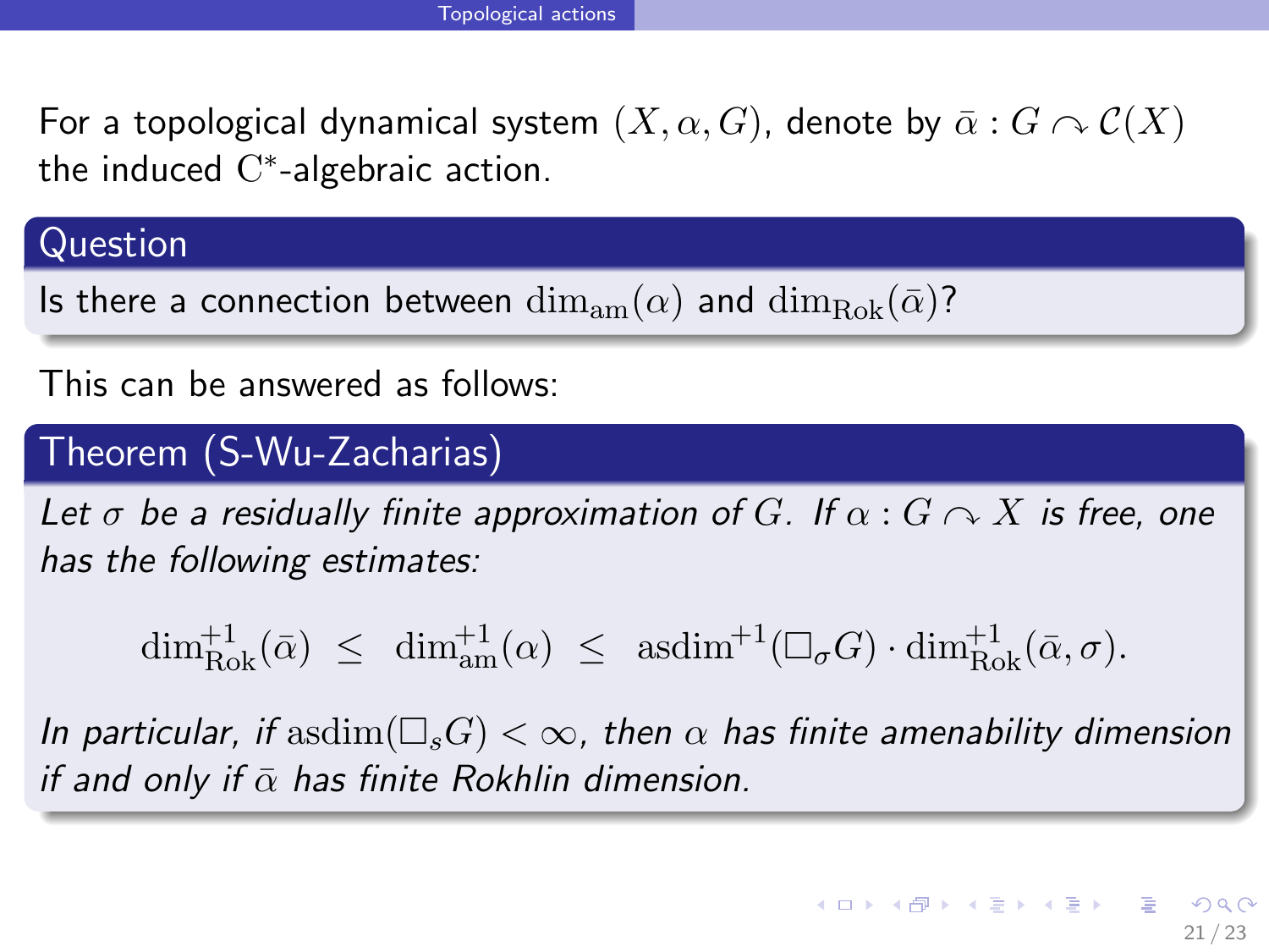For a topological dynamical system $(X, \alpha, G)$, denote by $\bar{\alpha} : G \curvearrowright \mathcal{C}(X)$ the induced $\mathrm{C}^*$-algebraic action.

**Question**

Is there a connection between $\dim_{\mathrm{am}}(\alpha)$ and $\dim_{\mathrm{Rok}}(\bar{\alpha})$?

This can be answered as follows:

**Theorem (S-Wu-Zacharias)**

*Let $\sigma$ be a residually finite approximation of $G$. If $\alpha : G \curvearrowright X$ is free, one has the following estimates:*

$$\dim_{\mathrm{Rok}}^{+1}(\bar{\alpha}) \;\leq\; \dim_{\mathrm{am}}^{+1}(\alpha) \;\leq\; \mathrm{asdim}^{+1}(\Box_\sigma G) \cdot \dim_{\mathrm{Rok}}^{+1}(\bar{\alpha}, \sigma).$$

*In particular, if $\mathrm{asdim}(\Box_s G) < \infty$, then $\alpha$ has finite amenability dimension if and only if $\bar{\alpha}$ has finite Rokhlin dimension.*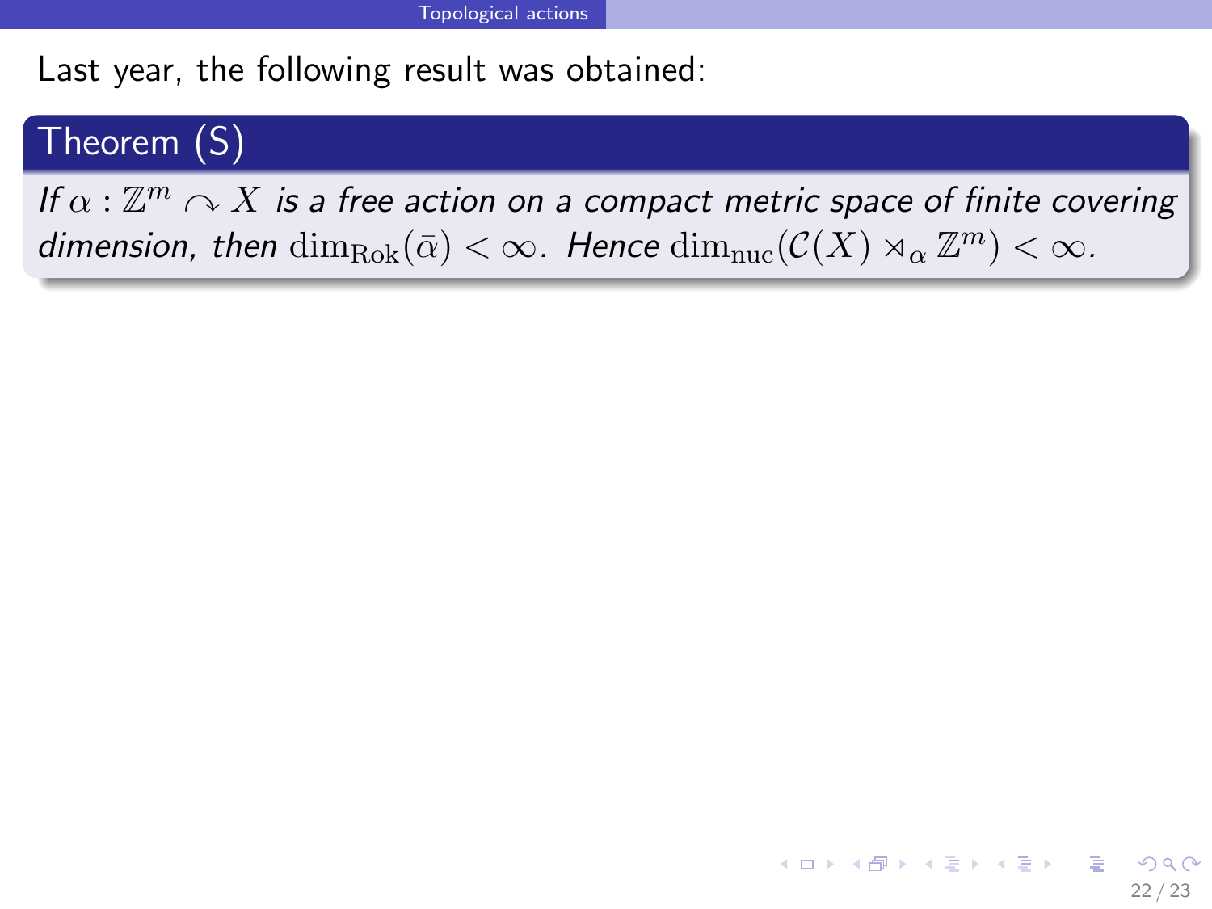Last year, the following result was obtained:

**Theorem (S)**

*If $\alpha : \mathbb{Z}^m \curvearrowright X$ is a free action on a compact metric space of finite covering dimension, then $\dim_{\mathrm{Rok}}(\bar{\alpha}) < \infty$. Hence $\dim_{\mathrm{nuc}}(\mathcal{C}(X) \rtimes_\alpha \mathbb{Z}^m) < \infty$.*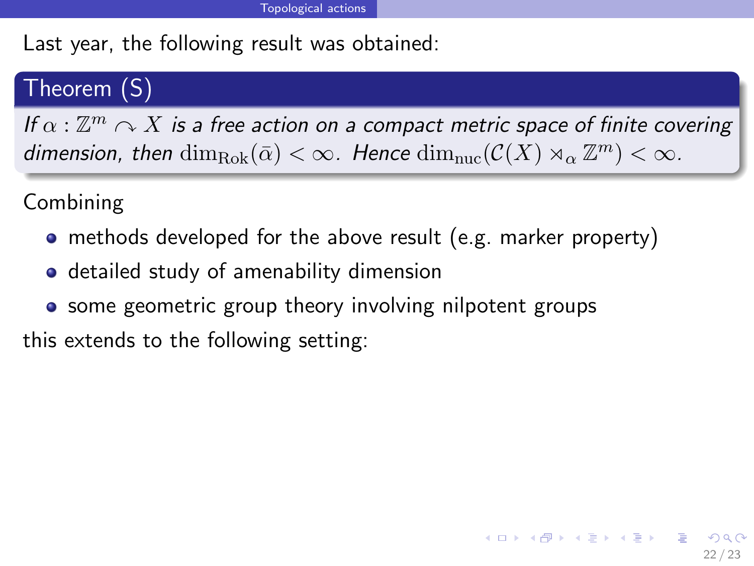Last year, the following result was obtained:

**Theorem (S)**

*If $\alpha : \mathbb{Z}^m \curvearrowright X$ is a free action on a compact metric space of finite covering dimension, then $\dim_{\mathrm{Rok}}(\bar{\alpha}) < \infty$. Hence $\dim_{\mathrm{nuc}}(\mathcal{C}(X) \rtimes_\alpha \mathbb{Z}^m) < \infty$.*

Combining

- methods developed for the above result (e.g. marker property)
- detailed study of amenability dimension
- some geometric group theory involving nilpotent groups

this extends to the following setting: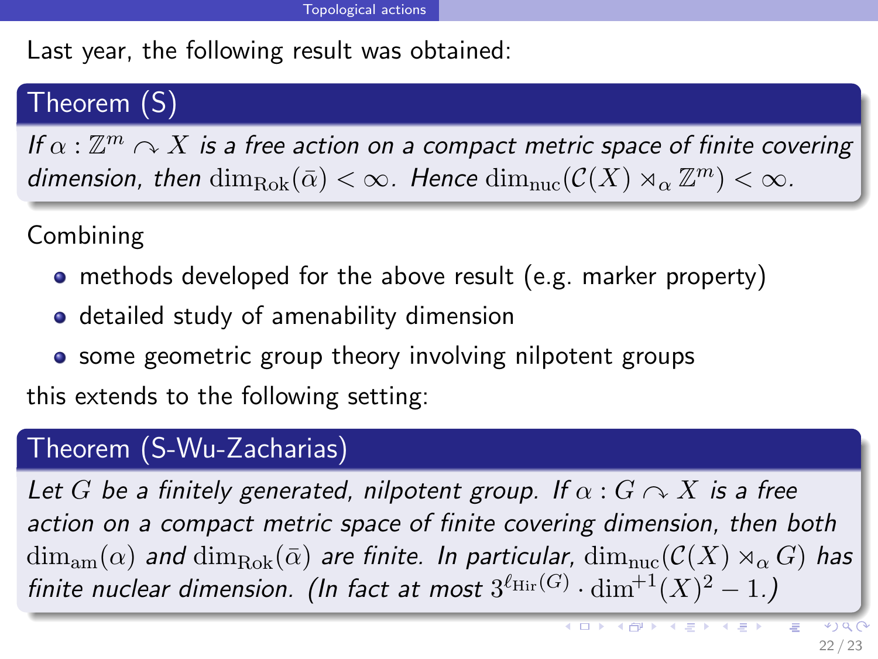Last year, the following result was obtained:

**Theorem (S)**

*If $\alpha : \mathbb{Z}^m \curvearrowright X$ is a free action on a compact metric space of finite covering dimension, then $\dim_{\mathrm{Rok}}(\bar{\alpha}) < \infty$. Hence $\dim_{\mathrm{nuc}}(\mathcal{C}(X) \rtimes_\alpha \mathbb{Z}^m) < \infty$.*

Combining

- methods developed for the above result (e.g. marker property)
- detailed study of amenability dimension
- some geometric group theory involving nilpotent groups

this extends to the following setting:

**Theorem (S-Wu-Zacharias)**

*Let $G$ be a finitely generated, nilpotent group. If $\alpha : G \curvearrowright X$ is a free action on a compact metric space of finite covering dimension, then both $\dim_{\mathrm{am}}(\alpha)$ and $\dim_{\mathrm{Rok}}(\bar{\alpha})$ are finite. In particular, $\dim_{\mathrm{nuc}}(\mathcal{C}(X) \rtimes_\alpha G)$ has finite nuclear dimension. (In fact at most $3^{\ell_{\mathrm{Hir}}(G)} \cdot \dim^{+1}(X)^2 - 1$.)*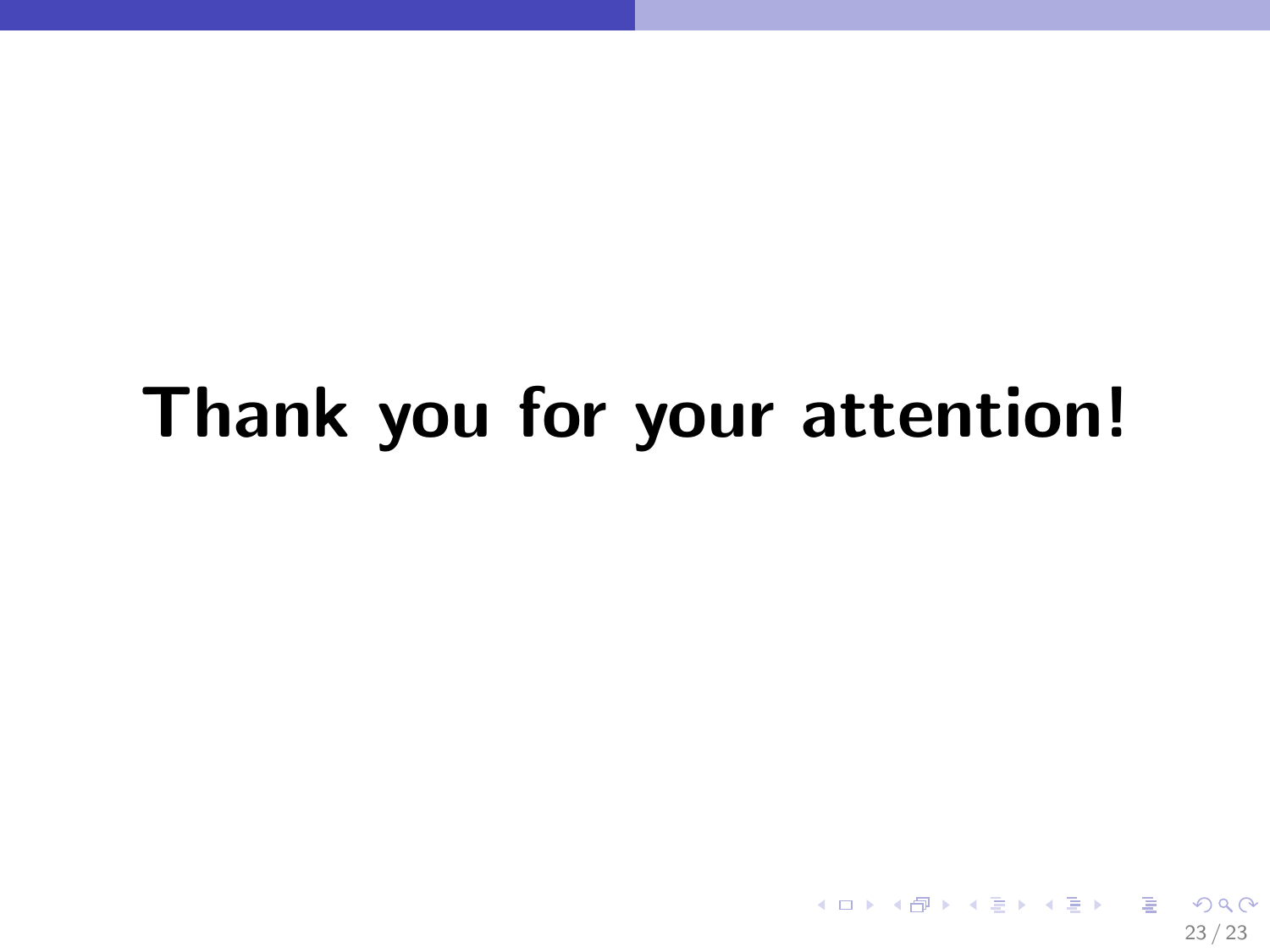**Thank you for your attention!**